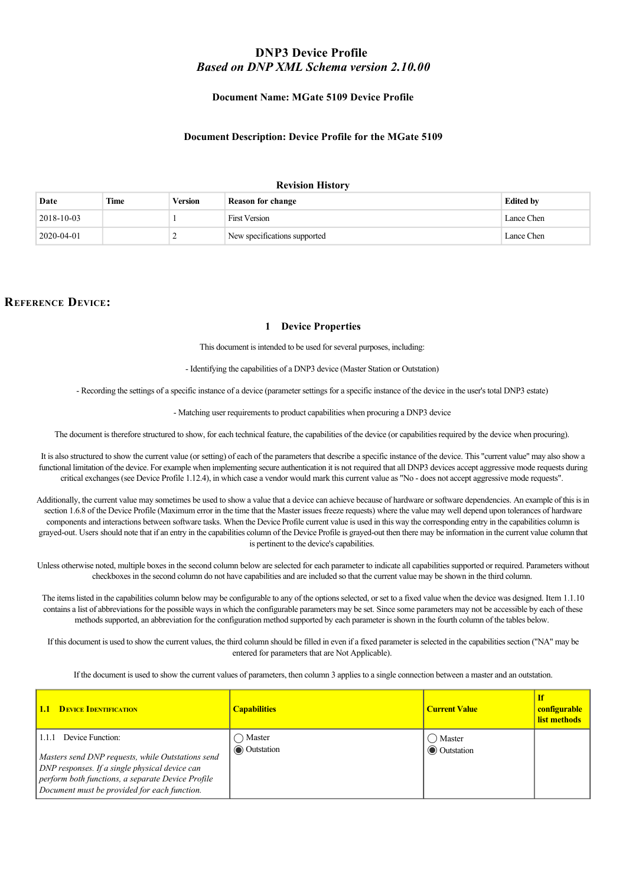# DNP3 Device Profile
## *Based on DNP XML Schema version 2.10.00*

**Document Name: MGate 5109 Device Profile**

**Document Description: Device Profile for the MGate 5109**

**Revision History**

| Date | Time | Version | Reason for change | Edited by |
|---|---|---|---|---|
| 2018-10-03 | | 1 | First Version | Lance Chen |
| 2020-04-01 | | 2 | New specifications supported | Lance Chen |

## Reference Device:

### 1 Device Properties

This document is intended to be used for several purposes, including:

- Identifying the capabilities of a DNP3 device (Master Station or Outstation)

- Recording the settings of a specific instance of a device (parameter settings for a specific instance of the device in the user's total DNP3 estate)

- Matching user requirements to product capabilities when procuring a DNP3 device

The document is therefore structured to show, for each technical feature, the capabilities of the device (or capabilities required by the device when procuring).

It is also structured to show the current value (or setting) of each of the parameters that describe a specific instance of the device. This "current value" may also show a functional limitation of the device. For example when implementing secure authentication it is not required that all DNP3 devices accept aggressive mode requests during critical exchanges (see Device Profile 1.12.4), in which case a vendor would mark this current value as "No - does not accept aggressive mode requests".

Additionally, the current value may sometimes be used to show a value that a device can achieve because of hardware or software dependencies. An example of this is in section 1.6.8 of the Device Profile (Maximum error in the time that the Master issues freeze requests) where the value may well depend upon tolerances of hardware components and interactions between software tasks. When the Device Profile current value is used in this way the corresponding entry in the capabilities column is grayed-out. Users should note that if an entry in the capabilities column of the Device Profile is grayed-out then there may be information in the current value column that is pertinent to the device's capabilities.

Unless otherwise noted, multiple boxes in the second column below are selected for each parameter to indicate all capabilities supported or required. Parameters without checkboxes in the second column do not have capabilities and are included so that the current value may be shown in the third column.

The items listed in the capabilities column below may be configurable to any of the options selected, or set to a fixed value when the device was designed. Item 1.1.10 contains a list of abbreviations for the possible ways in which the configurable parameters may be set. Since some parameters may not be accessible by each of these methods supported, an abbreviation for the configuration method supported by each parameter is shown in the fourth column of the tables below.

If this document is used to show the current values, the third column should be filled in even if a fixed parameter is selected in the capabilities section ("NA" may be entered for parameters that are Not Applicable).

If the document is used to show the current values of parameters, then column 3 applies to a single connection between a master and an outstation.

| **1.1 Device Identification** | **Capabilities** | **Current Value** | **If configurable list methods** |
|---|---|---|---|
| 1.1.1 Device Function:<br><br>*Masters send DNP requests, while Outstations send DNP responses. If a single physical device can perform both functions, a separate Device Profile Document must be provided for each function.* | ◯ Master<br>◉ Outstation | ◯ Master<br>◉ Outstation | |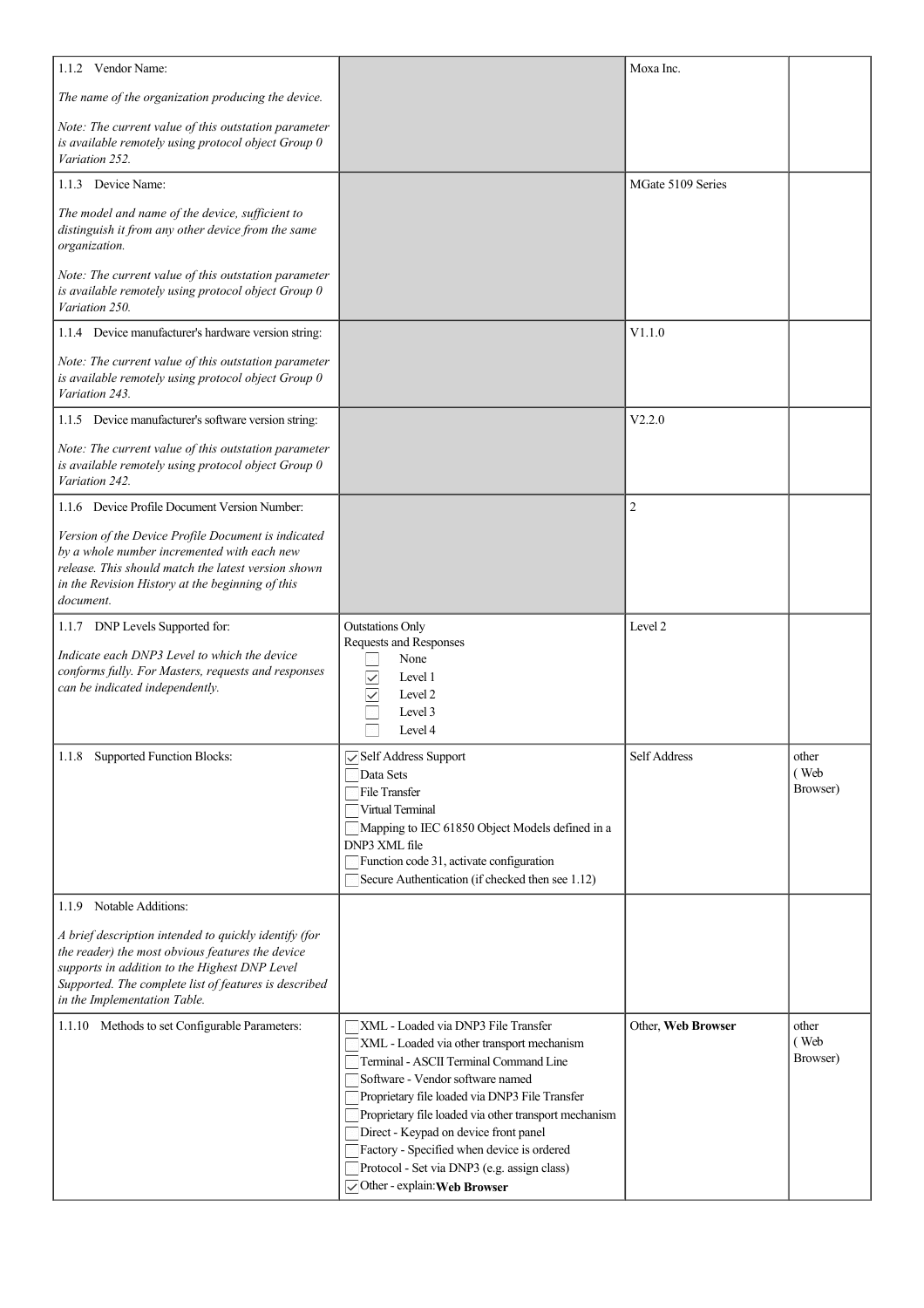| | | | |
|---|---|---|---|
| 1.1.2 Vendor Name:<br><br>*The name of the organization producing the device.*<br><br>*Note: The current value of this outstation parameter is available remotely using protocol object Group 0 Variation 252.* | | Moxa Inc. | |
| 1.1.3 Device Name:<br><br>*The model and name of the device, sufficient to distinguish it from any other device from the same organization.*<br><br>*Note: The current value of this outstation parameter is available remotely using protocol object Group 0 Variation 250.* | | MGate 5109 Series | |
| 1.1.4 Device manufacturer's hardware version string:<br><br>*Note: The current value of this outstation parameter is available remotely using protocol object Group 0 Variation 243.* | | V1.1.0 | |
| 1.1.5 Device manufacturer's software version string:<br><br>*Note: The current value of this outstation parameter is available remotely using protocol object Group 0 Variation 242.* | | V2.2.0 | |
| 1.1.6 Device Profile Document Version Number:<br><br>*Version of the Device Profile Document is indicated by a whole number incremented with each new release. This should match the latest version shown in the Revision History at the beginning of this document.* | | 2 | |
| 1.1.7 DNP Levels Supported for:<br><br>*Indicate each DNP3 Level to which the device conforms fully. For Masters, requests and responses can be indicated independently.* | Outstations Only<br>Requests and Responses<br>☐ None<br>☑ Level 1<br>☑ Level 2<br>☐ Level 3<br>☐ Level 4 | Level 2 | |
| 1.1.8 Supported Function Blocks: | ☑ Self Address Support<br>☐ Data Sets<br>☐ File Transfer<br>☐ Virtual Terminal<br>☐ Mapping to IEC 61850 Object Models defined in a DNP3 XML file<br>☐ Function code 31, activate configuration<br>☐ Secure Authentication (if checked then see 1.12) | Self Address | other<br>( Web Browser) |
| 1.1.9 Notable Additions:<br><br>*A brief description intended to quickly identify (for the reader) the most obvious features the device supports in addition to the Highest DNP Level Supported. The complete list of features is described in the Implementation Table.* | | | |
| 1.1.10 Methods to set Configurable Parameters: | ☐ XML - Loaded via DNP3 File Transfer<br>☐ XML - Loaded via other transport mechanism<br>☐ Terminal - ASCII Terminal Command Line<br>☐ Software - Vendor software named<br>☐ Proprietary file loaded via DNP3 File Transfer<br>☐ Proprietary file loaded via other transport mechanism<br>☐ Direct - Keypad on device front panel<br>☐ Factory - Specified when device is ordered<br>☐ Protocol - Set via DNP3 (e.g. assign class)<br>☑ Other - explain: **Web Browser** | Other, **Web Browser** | other<br>( Web Browser) |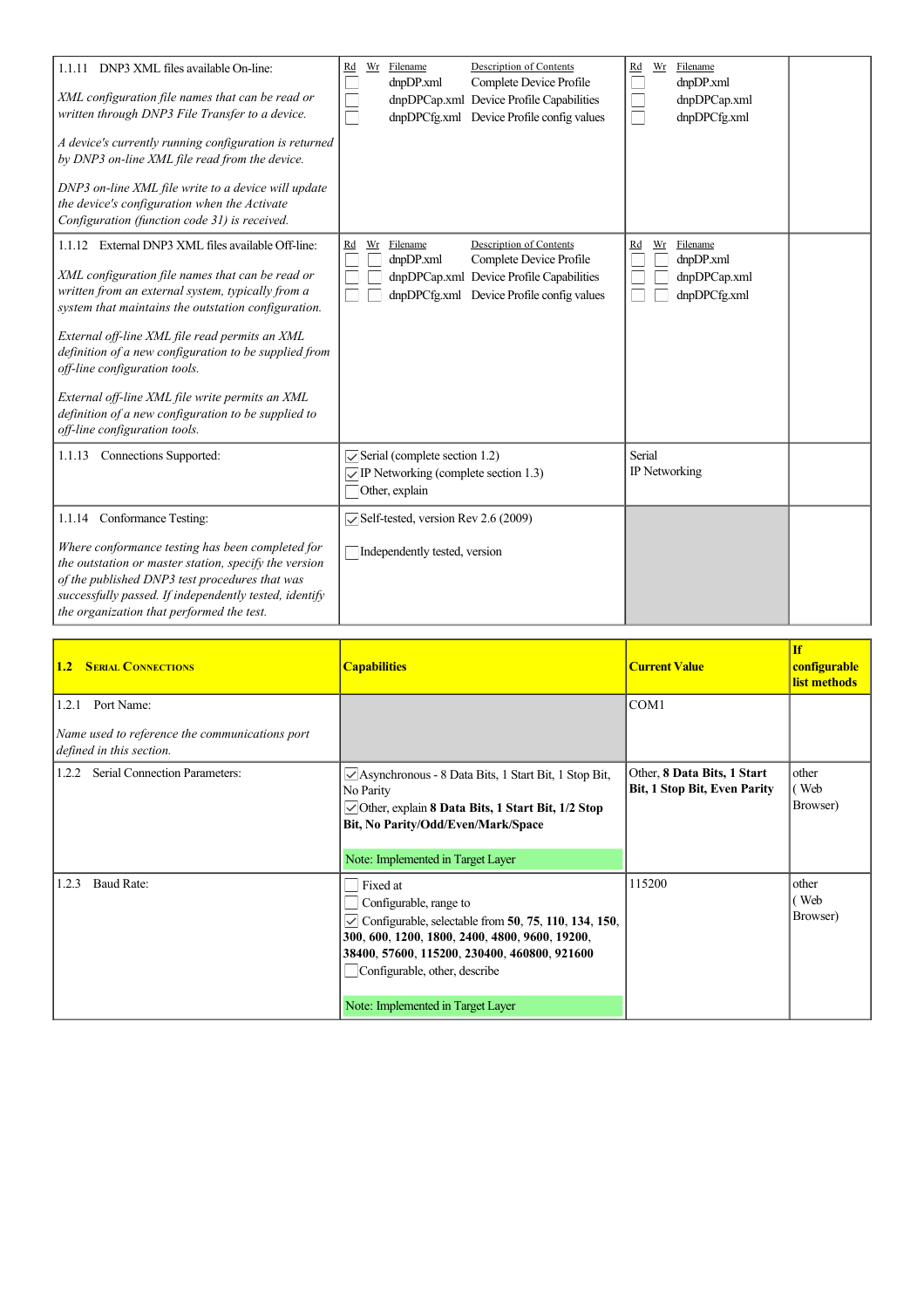| | | | |
|---|---|---|---|
| 1.1.11 DNP3 XML files available On-line:<br><br>*XML configuration file names that can be read or written through DNP3 File Transfer to a device.*<br><br>*A device's currently running configuration is returned by DNP3 on-line XML file read from the device.*<br><br>*DNP3 on-line XML file write to a device will update the device's configuration when the Activate Configuration (function code 31) is received.* | Rd Wr Filename Description of Contents<br>☐ dnpDP.xml Complete Device Profile<br>☐ dnpDPCap.xml Device Profile Capabilities<br>☐ dnpDPCfg.xml Device Profile config values | Rd Wr Filename<br>☐ dnpDP.xml<br>☐ dnpDPCap.xml<br>☐ dnpDPCfg.xml | |
| 1.1.12 External DNP3 XML files available Off-line:<br><br>*XML configuration file names that can be read or written from an external system, typically from a system that maintains the outstation configuration.*<br><br>*External off-line XML file read permits an XML definition of a new configuration to be supplied from off-line configuration tools.*<br><br>*External off-line XML file write permits an XML definition of a new configuration to be supplied to off-line configuration tools.* | Rd Wr Filename Description of Contents<br>☐ ☐ dnpDP.xml Complete Device Profile<br>☐ ☐ dnpDPCap.xml Device Profile Capabilities<br>☐ ☐ dnpDPCfg.xml Device Profile config values | Rd Wr Filename<br>☐ ☐ dnpDP.xml<br>☐ ☐ dnpDPCap.xml<br>☐ ☐ dnpDPCfg.xml | |
| 1.1.13 Connections Supported: | ☑ Serial (complete section 1.2)<br>☑ IP Networking (complete section 1.3)<br>☐ Other, explain | Serial<br>IP Networking | |
| 1.1.14 Conformance Testing:<br><br>*Where conformance testing has been completed for the outstation or master station, specify the version of the published DNP3 test procedures that was successfully passed. If independently tested, identify the organization that performed the test.* | ☑ Self-tested, version Rev 2.6 (2009)<br><br>☐ Independently tested, version | | |

| **1.2 Serial Connections** | **Capabilities** | **Current Value** | **If configurable list methods** |
|---|---|---|---|
| 1.2.1 Port Name:<br><br>*Name used to reference the communications port defined in this section.* | | COM1 | |
| 1.2.2 Serial Connection Parameters: | ☑ Asynchronous - 8 Data Bits, 1 Start Bit, 1 Stop Bit, No Parity<br>☑ Other, explain **8 Data Bits, 1 Start Bit, 1/2 Stop Bit, No Parity/Odd/Even/Mark/Space**<br><br>Note: Implemented in Target Layer | Other, **8 Data Bits, 1 Start Bit, 1 Stop Bit, Even Parity** | other ( Web Browser) |
| 1.2.3 Baud Rate: | ☐ Fixed at<br>☐ Configurable, range to<br>☑ Configurable, selectable from **50**, **75**, **110**, **134**, **150**, **300**, **600**, **1200**, **1800**, **2400**, **4800**, **9600**, **19200**, **38400**, **57600**, **115200**, **230400**, **460800**, **921600**<br>☐ Configurable, other, describe<br><br>Note: Implemented in Target Layer | 115200 | other ( Web Browser) |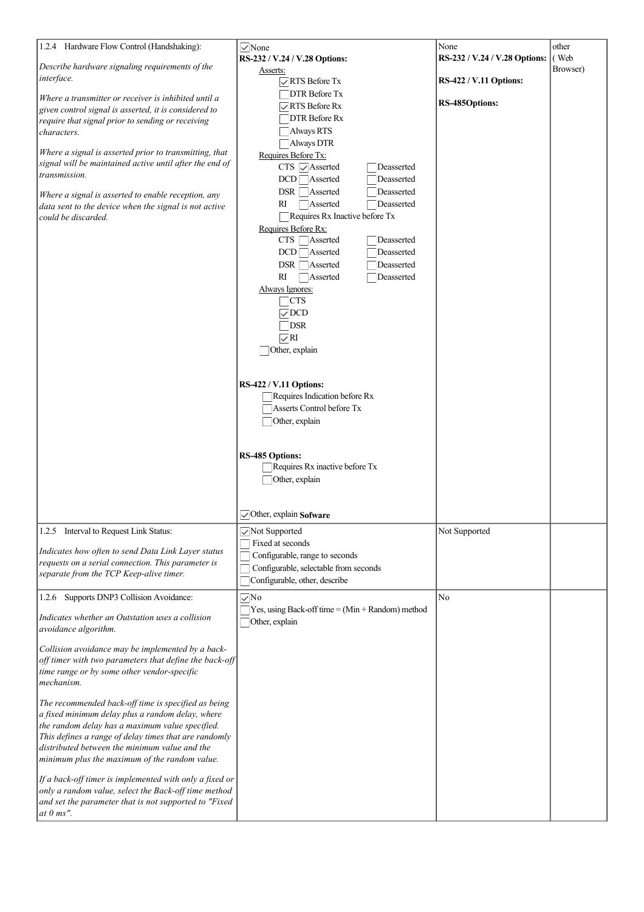| | | | |
|---|---|---|---|
| 1.2.4 Hardware Flow Control (Handshaking):<br><br>*Describe hardware signaling requirements of the interface.*<br><br>*Where a transmitter or receiver is inhibited until a given control signal is asserted, it is considered to require that signal prior to sending or receiving characters.*<br><br>*Where a signal is asserted prior to transmitting, that signal will be maintained active until the end of transmission.*<br><br>*Where a signal is asserted to enable reception, any data sent to the device when the signal is not active could be discarded.* | ☑ None<br>**RS-232 / V.24 / V.28 Options:**<br>Asserts:<br>☑ RTS Before Tx<br>☐ DTR Before Tx<br>☑ RTS Before Rx<br>☐ DTR Before Rx<br>☐ Always RTS<br>☐ Always DTR<br>Requires Before Tx:<br>CTS ☑ Asserted ☐ Deasserted<br>DCD ☐ Asserted ☐ Deasserted<br>DSR ☐ Asserted ☐ Deasserted<br>RI ☐ Asserted ☐ Deasserted<br>☐ Requires Rx Inactive before Tx<br>Requires Before Rx:<br>CTS ☐ Asserted ☐ Deasserted<br>DCD ☐ Asserted ☐ Deasserted<br>DSR ☐ Asserted ☐ Deasserted<br>RI ☐ Asserted ☐ Deasserted<br>Always Ignores:<br>☐ CTS<br>☑ DCD<br>☐ DSR<br>☑ RI<br>☐ Other, explain<br><br>**RS-422 / V.11 Options:**<br>☐ Requires Indication before Rx<br>☐ Asserts Control before Tx<br>☐ Other, explain<br><br>**RS-485 Options:**<br>☐ Requires Rx inactive before Tx<br>☐ Other, explain<br><br>☑ Other, explain **Sofware** | None<br>**RS-232 / V.24 / V.28 Options:**<br><br>**RS-422 / V.11 Options:**<br><br>**RS-485Options:** | other<br>( Web Browser) |
| 1.2.5 Interval to Request Link Status:<br><br>*Indicates how often to send Data Link Layer status requests on a serial connection. This parameter is separate from the TCP Keep-alive timer.* | ☑ Not Supported<br>☐ Fixed at seconds<br>☐ Configurable, range to seconds<br>☐ Configurable, selectable from seconds<br>☐ Configurable, other, describe | Not Supported | |
| 1.2.6 Supports DNP3 Collision Avoidance:<br><br>*Indicates whether an Outstation uses a collision avoidance algorithm.*<br><br>*Collision avoidance may be implemented by a back-off timer with two parameters that define the back-off time range or by some other vendor-specific mechanism.*<br><br>*The recommended back-off time is specified as being a fixed minimum delay plus a random delay, where the random delay has a maximum value specified. This defines a range of delay times that are randomly distributed between the minimum value and the minimum plus the maximum of the random value.*<br><br>*If a back-off timer is implemented with only a fixed or only a random value, select the Back-off time method and set the parameter that is not supported to "Fixed at 0 ms".* | ☑ No<br>☐ Yes, using Back-off time = (Min + Random) method<br>☐ Other, explain | No | |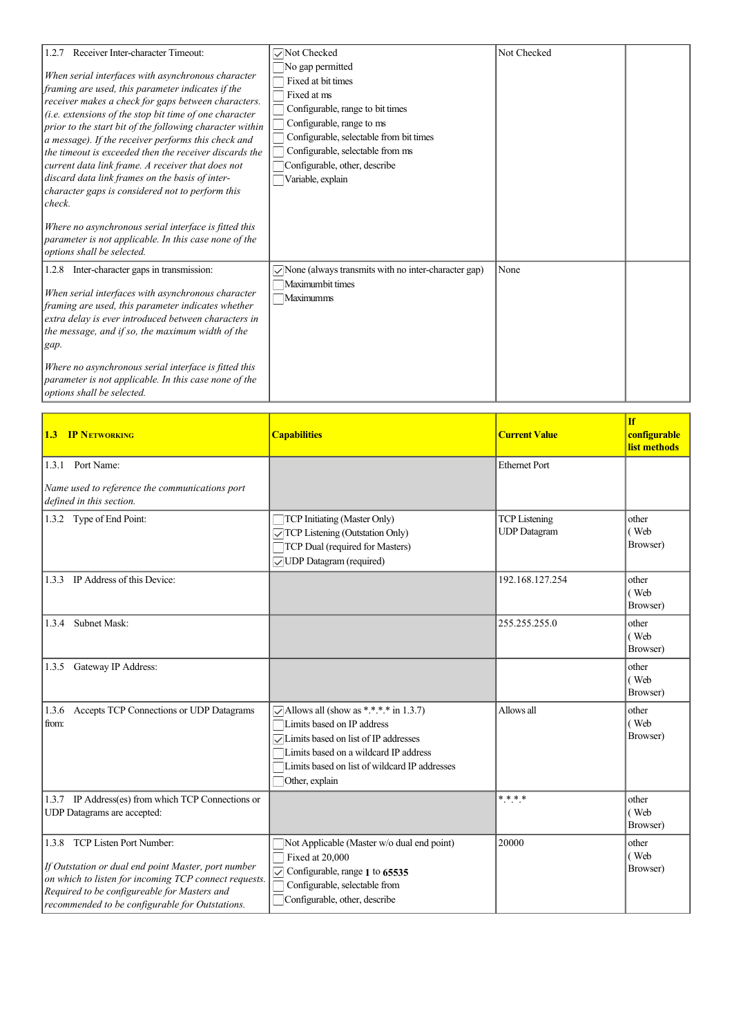| | | | |
|---|---|---|---|
| 1.2.7 Receiver Inter-character Timeout:<br><br>*When serial interfaces with asynchronous character framing are used, this parameter indicates if the receiver makes a check for gaps between characters. (i.e. extensions of the stop bit time of one character prior to the start bit of the following character within a message). If the receiver performs this check and the timeout is exceeded then the receiver discards the current data link frame. A receiver that does not discard data link frames on the basis of inter-character gaps is considered not to perform this check.*<br><br>*Where no asynchronous serial interface is fitted this parameter is not applicable. In this case none of the options shall be selected.* | ☑ Not Checked<br>☐ No gap permitted<br>☐ Fixed at bit times<br>☐ Fixed at ms<br>☐ Configurable, range to bit times<br>☐ Configurable, range to ms<br>☐ Configurable, selectable from bit times<br>☐ Configurable, selectable from ms<br>☐ Configurable, other, describe<br>☐ Variable, explain | Not Checked | |
| 1.2.8 Inter-character gaps in transmission:<br><br>*When serial interfaces with asynchronous character framing are used, this parameter indicates whether extra delay is ever introduced between characters in the message, and if so, the maximum width of the gap.*<br><br>*Where no asynchronous serial interface is fitted this parameter is not applicable. In this case none of the options shall be selected.* | ☑ None (always transmits with no inter-character gap)<br>☐ Maximumbit times<br>☐ Maximumms | None | |

| **1.3 IP NETWORKING** | **Capabilities** | **Current Value** | **If configurable list methods** |
|---|---|---|---|
| 1.3.1 Port Name:<br><br>*Name used to reference the communications port defined in this section.* | | Ethernet Port | |
| 1.3.2 Type of End Point: | ☐ TCP Initiating (Master Only)<br>☑ TCP Listening (Outstation Only)<br>☐ TCP Dual (required for Masters)<br>☑ UDP Datagram (required) | TCP Listening<br>UDP Datagram | other ( Web Browser) |
| 1.3.3 IP Address of this Device: | | 192.168.127.254 | other ( Web Browser) |
| 1.3.4 Subnet Mask: | | 255.255.255.0 | other ( Web Browser) |
| 1.3.5 Gateway IP Address: | | | other ( Web Browser) |
| 1.3.6 Accepts TCP Connections or UDP Datagrams from: | ☑ Allows all (show as *.*.*.* in 1.3.7)<br>☐ Limits based on IP address<br>☑ Limits based on list of IP addresses<br>☐ Limits based on a wildcard IP address<br>☐ Limits based on list of wildcard IP addresses<br>☐ Other, explain | Allows all | other ( Web Browser) |
| 1.3.7 IP Address(es) from which TCP Connections or UDP Datagrams are accepted: | | *.*.*.* | other ( Web Browser) |
| 1.3.8 TCP Listen Port Number:<br><br>*If Outstation or dual end point Master, port number on which to listen for incoming TCP connect requests. Required to be configureable for Masters and recommended to be configurable for Outstations.* | ☐ Not Applicable (Master w/o dual end point)<br>☐ Fixed at 20,000<br>☑ Configurable, range **1** to **65535**<br>☐ Configurable, selectable from<br>☐ Configurable, other, describe | 20000 | other ( Web Browser) |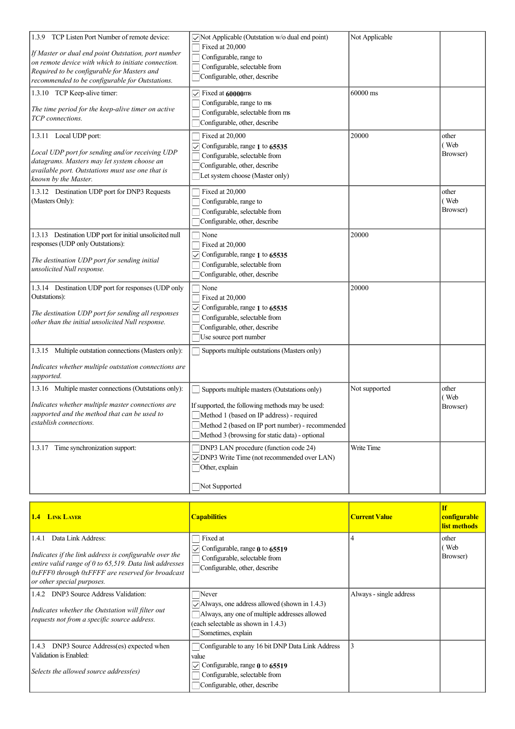| | | | |
|---|---|---|---|
| 1.3.9 TCP Listen Port Number of remote device:<br><br>*If Master or dual end point Outstation, port number on remote device with which to initiate connection. Required to be configurable for Masters and recommended to be configurable for Outstations.* | ☑ Not Applicable (Outstation w/o dual end point)<br>☐ Fixed at 20,000<br>☐ Configurable, range to<br>☐ Configurable, selectable from<br>☐ Configurable, other, describe | Not Applicable | |
| 1.3.10 TCP Keep-alive timer:<br><br>*The time period for the keep-alive timer on active TCP connections.* | ☑ Fixed at **60000**ms<br>☐ Configurable, range to ms<br>☐ Configurable, selectable from ms<br>☐ Configurable, other, describe | 60000 ms | |
| 1.3.11 Local UDP port:<br><br>*Local UDP port for sending and/or receiving UDP datagrams. Masters may let system choose an available port. Outstations must use one that is known by the Master.* | ☐ Fixed at 20,000<br>☑ Configurable, range **1** to **65535**<br>☐ Configurable, selectable from<br>☐ Configurable, other, describe<br>☐ Let system choose (Master only) | 20000 | other ( Web Browser) |
| 1.3.12 Destination UDP port for DNP3 Requests (Masters Only): | ☐ Fixed at 20,000<br>☐ Configurable, range to<br>☐ Configurable, selectable from<br>☐ Configurable, other, describe | | other ( Web Browser) |
| 1.3.13 Destination UDP port for initial unsolicited null responses (UDP only Outstations):<br><br>*The destination UDP port for sending initial unsolicited Null response.* | ☐ None<br>☐ Fixed at 20,000<br>☑ Configurable, range **1** to **65535**<br>☐ Configurable, selectable from<br>☐ Configurable, other, describe | 20000 | |
| 1.3.14 Destination UDP port for responses (UDP only Outstations):<br><br>*The destination UDP port for sending all responses other than the initial unsolicited Null response.* | ☐ None<br>☐ Fixed at 20,000<br>☑ Configurable, range **1** to **65535**<br>☐ Configurable, selectable from<br>☐ Configurable, other, describe<br>☐ Use source port number | 20000 | |
| 1.3.15 Multiple outstation connections (Masters only):<br><br>*Indicates whether multiple outstation connections are supported.* | ☐ Supports multiple outstations (Masters only) | | |
| 1.3.16 Multiple master connections (Outstations only):<br><br>*Indicates whether multiple master connections are supported and the method that can be used to establish connections.* | ☐ Supports multiple masters (Outstations only)<br><br>If supported, the following methods may be used:<br>☐ Method 1 (based on IP address) - required<br>☐ Method 2 (based on IP port number) - recommended<br>☐ Method 3 (browsing for static data) - optional | Not supported | other ( Web Browser) |
| 1.3.17 Time synchronization support: | ☐ DNP3 LAN procedure (function code 24)<br>☑ DNP3 Write Time (not recommended over LAN)<br>☐ Other, explain<br><br>☐ Not Supported | Write Time | |

| 1.4 Link Layer | Capabilities | Current Value | If configurable list methods |
|---|---|---|---|
| 1.4.1 Data Link Address:<br><br>*Indicates if the link address is configurable over the entire valid range of 0 to 65,519. Data link addresses 0xFFF0 through 0xFFFF are reserved for broadcast or other special purposes.* | ☐ Fixed at<br>☑ Configurable, range **0** to **65519**<br>☐ Configurable, selectable from<br>☐ Configurable, other, describe | 4 | other ( Web Browser) |
| 1.4.2 DNP3 Source Address Validation:<br><br>*Indicates whether the Outstation will filter out requests not from a specific source address.* | ☐ Never<br>☑ Always, one address allowed (shown in 1.4.3)<br>☐ Always, any one of multiple addresses allowed (each selectable as shown in 1.4.3)<br>☐ Sometimes, explain | Always - single address | |
| 1.4.3 DNP3 Source Address(es) expected when Validation is Enabled:<br><br>*Selects the allowed source address(es)* | ☐ Configurable to any 16 bit DNP Data Link Address value<br>☑ Configurable, range **0** to **65519**<br>☐ Configurable, selectable from<br>☐ Configurable, other, describe | 3 | |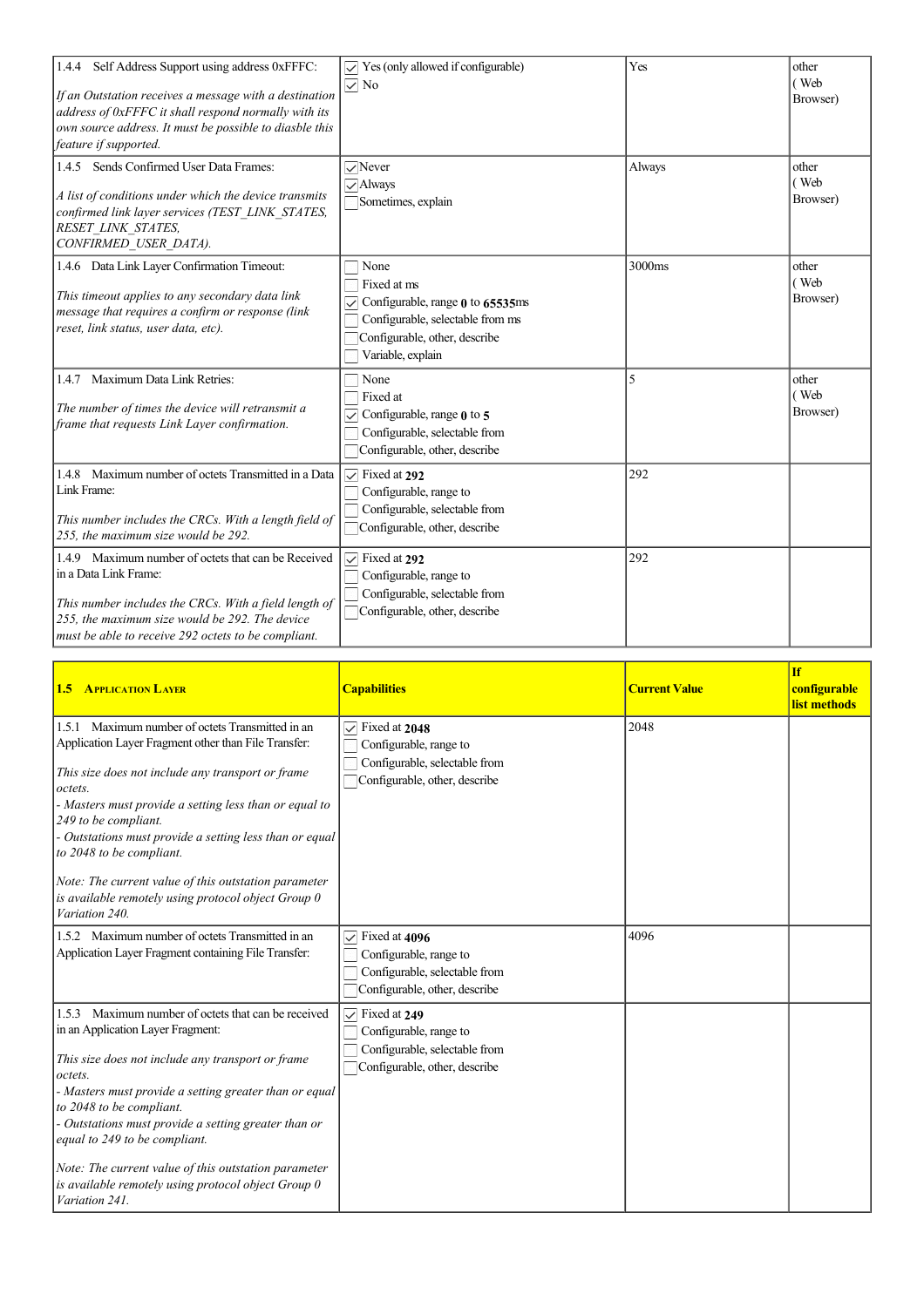| | | | |
|---|---|---|---|
| 1.4.4 Self Address Support using address 0xFFFC:<br><br>*If an Outstation receives a message with a destination address of 0xFFFC it shall respond normally with its own source address. It must be possible to diasble this feature if supported.* | ☑ Yes (only allowed if configurable)<br>☑ No | Yes | other ( Web Browser) |
| 1.4.5 Sends Confirmed User Data Frames:<br><br>*A list of conditions under which the device transmits confirmed link layer services (TEST_LINK_STATES, RESET_LINK_STATES, CONFIRMED_USER_DATA).* | ☑ Never<br>☑ Always<br>☐ Sometimes, explain | Always | other ( Web Browser) |
| 1.4.6 Data Link Layer Confirmation Timeout:<br><br>*This timeout applies to any secondary data link message that requires a confirm or response (link reset, link status, user data, etc).* | ☐ None<br>☐ Fixed at ms<br>☑ Configurable, range **0** to **65535**ms<br>☐ Configurable, selectable from ms<br>☐ Configurable, other, describe<br>☐ Variable, explain | 3000ms | other ( Web Browser) |
| 1.4.7 Maximum Data Link Retries:<br><br>*The number of times the device will retransmit a frame that requests Link Layer confirmation.* | ☐ None<br>☐ Fixed at<br>☑ Configurable, range **0** to **5**<br>☐ Configurable, selectable from<br>☐ Configurable, other, describe | 5 | other ( Web Browser) |
| 1.4.8 Maximum number of octets Transmitted in a Data Link Frame:<br><br>*This number includes the CRCs. With a length field of 255, the maximum size would be 292.* | ☑ Fixed at **292**<br>☐ Configurable, range to<br>☐ Configurable, selectable from<br>☐ Configurable, other, describe | 292 | |
| 1.4.9 Maximum number of octets that can be Received in a Data Link Frame:<br><br>*This number includes the CRCs. With a field length of 255, the maximum size would be 292. The device must be able to receive 292 octets to be compliant.* | ☑ Fixed at **292**<br>☐ Configurable, range to<br>☐ Configurable, selectable from<br>☐ Configurable, other, describe | 292 | |

| **1.5 Application Layer** | **Capabilities** | **Current Value** | **If configurable list methods** |
|---|---|---|---|
| 1.5.1 Maximum number of octets Transmitted in an Application Layer Fragment other than File Transfer:<br><br>*This size does not include any transport or frame octets.*<br>*- Masters must provide a setting less than or equal to 249 to be compliant.*<br>*- Outstations must provide a setting less than or equal to 2048 to be compliant.*<br><br>*Note: The current value of this outstation parameter is available remotely using protocol object Group 0 Variation 240.* | ☑ Fixed at **2048**<br>☐ Configurable, range to<br>☐ Configurable, selectable from<br>☐ Configurable, other, describe | 2048 | |
| 1.5.2 Maximum number of octets Transmitted in an Application Layer Fragment containing File Transfer: | ☑ Fixed at **4096**<br>☐ Configurable, range to<br>☐ Configurable, selectable from<br>☐ Configurable, other, describe | 4096 | |
| 1.5.3 Maximum number of octets that can be received in an Application Layer Fragment:<br><br>*This size does not include any transport or frame octets.*<br>*- Masters must provide a setting greater than or equal to 2048 to be compliant.*<br>*- Outstations must provide a setting greater than or equal to 249 to be compliant.*<br><br>*Note: The current value of this outstation parameter is available remotely using protocol object Group 0 Variation 241.* | ☑ Fixed at **249**<br>☐ Configurable, range to<br>☐ Configurable, selectable from<br>☐ Configurable, other, describe | | |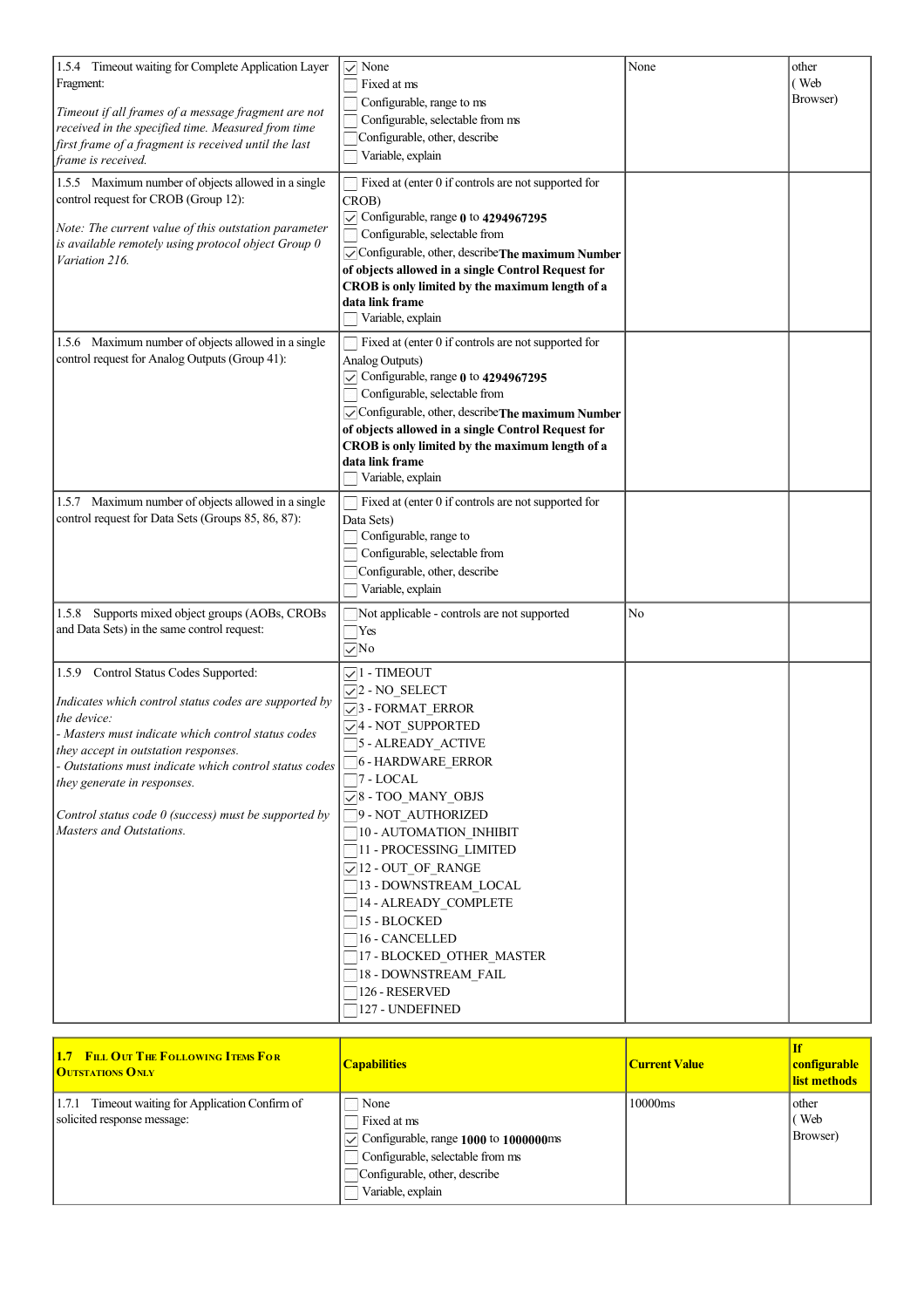| | | | |
|---|---|---|---|
| 1.5.4 Timeout waiting for Complete Application Layer Fragment:<br><br>*Timeout if all frames of a message fragment are not received in the specified time. Measured from time first frame of a fragment is received until the last frame is received.* | ☑ None<br>☐ Fixed at ms<br>☐ Configurable, range to ms<br>☐ Configurable, selectable from ms<br>☐ Configurable, other, describe<br>☐ Variable, explain | None | other ( Web Browser) |
| 1.5.5 Maximum number of objects allowed in a single control request for CROB (Group 12):<br><br>*Note: The current value of this outstation parameter is available remotely using protocol object Group 0 Variation 216.* | ☐ Fixed at (enter 0 if controls are not supported for CROB)<br>☑ Configurable, range **0** to **4294967295**<br>☐ Configurable, selectable from<br>☑ Configurable, other, describe **The maximum Number of objects allowed in a single Control Request for CROB is only limited by the maximum length of a data link frame**<br>☐ Variable, explain | | |
| 1.5.6 Maximum number of objects allowed in a single control request for Analog Outputs (Group 41): | ☐ Fixed at (enter 0 if controls are not supported for Analog Outputs)<br>☑ Configurable, range **0** to **4294967295**<br>☐ Configurable, selectable from<br>☑ Configurable, other, describe **The maximum Number of objects allowed in a single Control Request for CROB is only limited by the maximum length of a data link frame**<br>☐ Variable, explain | | |
| 1.5.7 Maximum number of objects allowed in a single control request for Data Sets (Groups 85, 86, 87): | ☐ Fixed at (enter 0 if controls are not supported for Data Sets)<br>☐ Configurable, range to<br>☐ Configurable, selectable from<br>☐ Configurable, other, describe<br>☐ Variable, explain | | |
| 1.5.8 Supports mixed object groups (AOBs, CROBs and Data Sets) in the same control request: | ☐ Not applicable - controls are not supported<br>☐ Yes<br>☑ No | No | |
| 1.5.9 Control Status Codes Supported:<br><br>*Indicates which control status codes are supported by the device:*<br>*- Masters must indicate which control status codes they accept in outstation responses.*<br>*- Outstations must indicate which control status codes they generate in responses.*<br><br>*Control status code 0 (success) must be supported by Masters and Outstations.* | ☑ 1 - TIMEOUT<br>☑ 2 - NO_SELECT<br>☑ 3 - FORMAT_ERROR<br>☑ 4 - NOT_SUPPORTED<br>☐ 5 - ALREADY_ACTIVE<br>☐ 6 - HARDWARE_ERROR<br>☐ 7 - LOCAL<br>☑ 8 - TOO_MANY_OBJS<br>☐ 9 - NOT_AUTHORIZED<br>☐ 10 - AUTOMATION_INHIBIT<br>☐ 11 - PROCESSING_LIMITED<br>☑ 12 - OUT_OF_RANGE<br>☐ 13 - DOWNSTREAM_LOCAL<br>☐ 14 - ALREADY_COMPLETE<br>☐ 15 - BLOCKED<br>☐ 16 - CANCELLED<br>☐ 17 - BLOCKED_OTHER_MASTER<br>☐ 18 - DOWNSTREAM_FAIL<br>☐ 126 - RESERVED<br>☐ 127 - UNDEFINED | | |

| **1.7 Fill Out The Following Items For Outstations Only** | **Capabilities** | **Current Value** | **If configurable list methods** |
|---|---|---|---|
| 1.7.1 Timeout waiting for Application Confirm of solicited response message: | ☐ None<br>☐ Fixed at ms<br>☑ Configurable, range **1000** to **1000000**ms<br>☐ Configurable, selectable from ms<br>☐ Configurable, other, describe<br>☐ Variable, explain | 10000ms | other ( Web Browser) |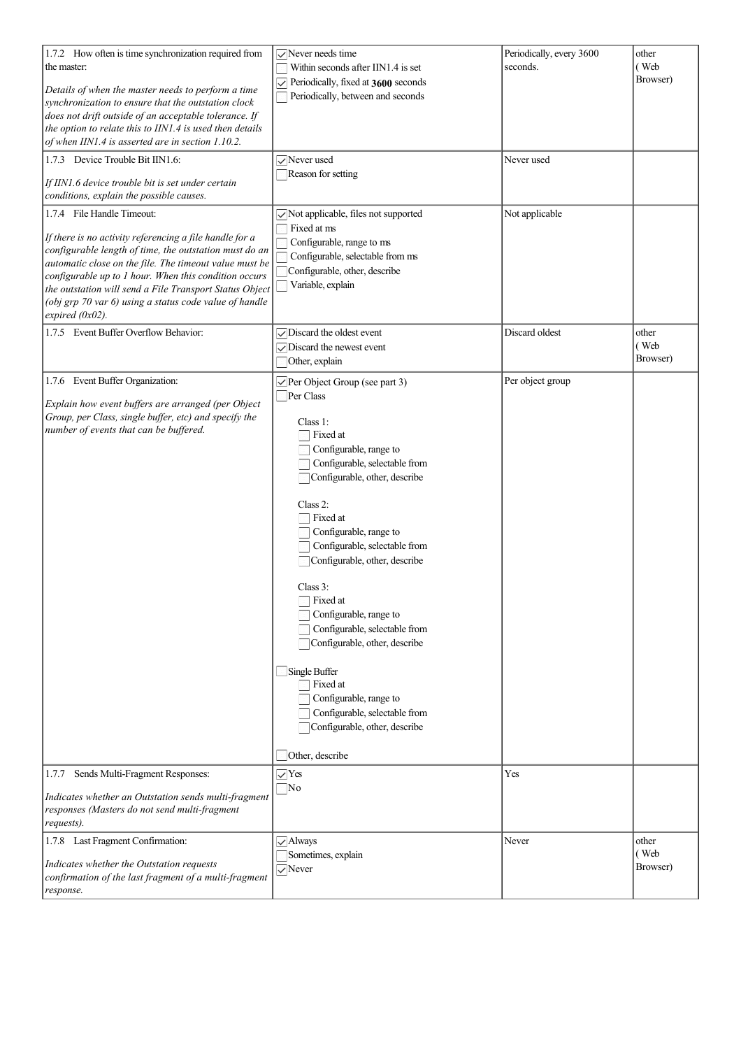| | | | |
|---|---|---|---|
| 1.7.2 How often is time synchronization required from the master:<br><br>*Details of when the master needs to perform a time synchronization to ensure that the outstation clock does not drift outside of an acceptable tolerance. If the option to relate this to IIN1.4 is used then details of when IIN1.4 is asserted are in section 1.10.2.* | ☑ Never needs time<br>☐ Within seconds after IIN1.4 is set<br>☑ Periodically, fixed at **3600** seconds<br>☐ Periodically, between and seconds | Periodically, every 3600 seconds. | other ( Web Browser) |
| 1.7.3 Device Trouble Bit IIN1.6:<br><br>*If IIN1.6 device trouble bit is set under certain conditions, explain the possible causes.* | ☑ Never used<br>☐ Reason for setting | Never used | |
| 1.7.4 File Handle Timeout:<br><br>*If there is no activity referencing a file handle for a configurable length of time, the outstation must do an automatic close on the file. The timeout value must be configurable up to 1 hour. When this condition occurs the outstation will send a File Transport Status Object (obj grp 70 var 6) using a status code value of handle expired (0x02).* | ☑ Not applicable, files not supported<br>☐ Fixed at ms<br>☐ Configurable, range to ms<br>☐ Configurable, selectable from ms<br>☐ Configurable, other, describe<br>☐ Variable, explain | Not applicable | |
| 1.7.5 Event Buffer Overflow Behavior: | ☑ Discard the oldest event<br>☑ Discard the newest event<br>☐ Other, explain | Discard oldest | other ( Web Browser) |
| 1.7.6 Event Buffer Organization:<br><br>*Explain how event buffers are arranged (per Object Group, per Class, single buffer, etc) and specify the number of events that can be buffered.* | ☑ Per Object Group (see part 3)<br>☐ Per Class<br><br>Class 1:<br>☐ Fixed at<br>☐ Configurable, range to<br>☐ Configurable, selectable from<br>☐ Configurable, other, describe<br><br>Class 2:<br>☐ Fixed at<br>☐ Configurable, range to<br>☐ Configurable, selectable from<br>☐ Configurable, other, describe<br><br>Class 3:<br>☐ Fixed at<br>☐ Configurable, range to<br>☐ Configurable, selectable from<br>☐ Configurable, other, describe<br><br>☐ Single Buffer<br>☐ Fixed at<br>☐ Configurable, range to<br>☐ Configurable, selectable from<br>☐ Configurable, other, describe<br><br>☐ Other, describe | Per object group | |
| 1.7.7 Sends Multi-Fragment Responses:<br><br>*Indicates whether an Outstation sends multi-fragment responses (Masters do not send multi-fragment requests).* | ☑ Yes<br>☐ No | Yes | |
| 1.7.8 Last Fragment Confirmation:<br><br>*Indicates whether the Outstation requests confirmation of the last fragment of a multi-fragment response.* | ☑ Always<br>☐ Sometimes, explain<br>☑ Never | Never | other ( Web Browser) |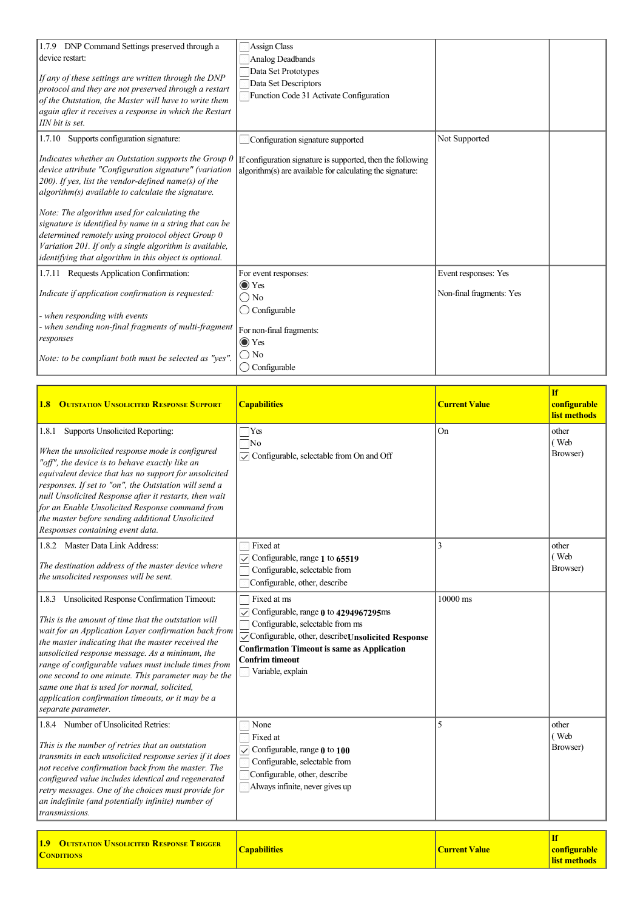| | | | |
|---|---|---|---|
| 1.7.9 DNP Command Settings preserved through a device restart:<br><br>*If any of these settings are written through the DNP protocol and they are not preserved through a restart of the Outstation, the Master will have to write them again after it receives a response in which the Restart IIN bit is set.* | ☐ Assign Class<br>☐ Analog Deadbands<br>☐ Data Set Prototypes<br>☐ Data Set Descriptors<br>☐ Function Code 31 Activate Configuration | | |
| 1.7.10 Supports configuration signature:<br><br>*Indicates whether an Outstation supports the Group 0 device attribute "Configuration signature" (variation 200). If yes, list the vendor-defined name(s) of the algorithm(s) available to calculate the signature.*<br><br>*Note: The algorithm used for calculating the signature is identified by name in a string that can be determined remotely using protocol object Group 0 Variation 201. If only a single algorithm is available, identifying that algorithm in this object is optional.* | ☐ Configuration signature supported<br><br>If configuration signature is supported, then the following algorithm(s) are available for calculating the signature: | Not Supported | |
| 1.7.11 Requests Application Confirmation:<br><br>*Indicate if application confirmation is requested:*<br><br>*- when responding with events*<br>*- when sending non-final fragments of multi-fragment responses*<br><br>*Note: to be compliant both must be selected as "yes".* | For event responses:<br>◉ Yes<br>◯ No<br>◯ Configurable<br><br>For non-final fragments:<br>◉ Yes<br>◯ No<br>◯ Configurable | Event responses: Yes<br><br>Non-final fragments: Yes | |

| **1.8 Outstation Unsolicited Response Support** | **Capabilities** | **Current Value** | **If configurable list methods** |
|---|---|---|---|
| 1.8.1 Supports Unsolicited Reporting:<br><br>*When the unsolicited response mode is configured "off", the device is to behave exactly like an equivalent device that has no support for unsolicited responses. If set to "on", the Outstation will send a null Unsolicited Response after it restarts, then wait for an Enable Unsolicited Response command from the master before sending additional Unsolicited Responses containing event data.* | ☐ Yes<br>☐ No<br>☑ Configurable, selectable from On and Off | On | other ( Web Browser) |
| 1.8.2 Master Data Link Address:<br><br>*The destination address of the master device where the unsolicited responses will be sent.* | ☐ Fixed at<br>☑ Configurable, range **1** to **65519**<br>☐ Configurable, selectable from<br>☐ Configurable, other, describe | 3 | other ( Web Browser) |
| 1.8.3 Unsolicited Response Confirmation Timeout:<br><br>*This is the amount of time that the outstation will wait for an Application Layer confirmation back from the master indicating that the master received the unsolicited response message. As a minimum, the range of configurable values must include times from one second to one minute. This parameter may be the same one that is used for normal, solicited, application confirmation timeouts, or it may be a separate parameter.* | ☐ Fixed at ms<br>☑ Configurable, range **0** to **4294967295**ms<br>☐ Configurable, selectable from ms<br>☑ Configurable, other, describe **Unsolicited Response Confirmation Timeout is same as Application Confrim timeout**<br>☐ Variable, explain | 10000 ms | |
| 1.8.4 Number of Unsolicited Retries:<br><br>*This is the number of retries that an outstation transmits in each unsolicited response series if it does not receive confirmation back from the master. The configured value includes identical and regenerated retry messages. One of the choices must provide for an indefinite (and potentially infinite) number of transmissions.* | ☐ None<br>☐ Fixed at<br>☑ Configurable, range **0** to **100**<br>☐ Configurable, selectable from<br>☐ Configurable, other, describe<br>☐ Always infinite, never gives up | 5 | other ( Web Browser) |

| **1.9 Outstation Unsolicited Response Trigger Conditions** | **Capabilities** | **Current Value** | **If configurable list methods** |
|---|---|---|---|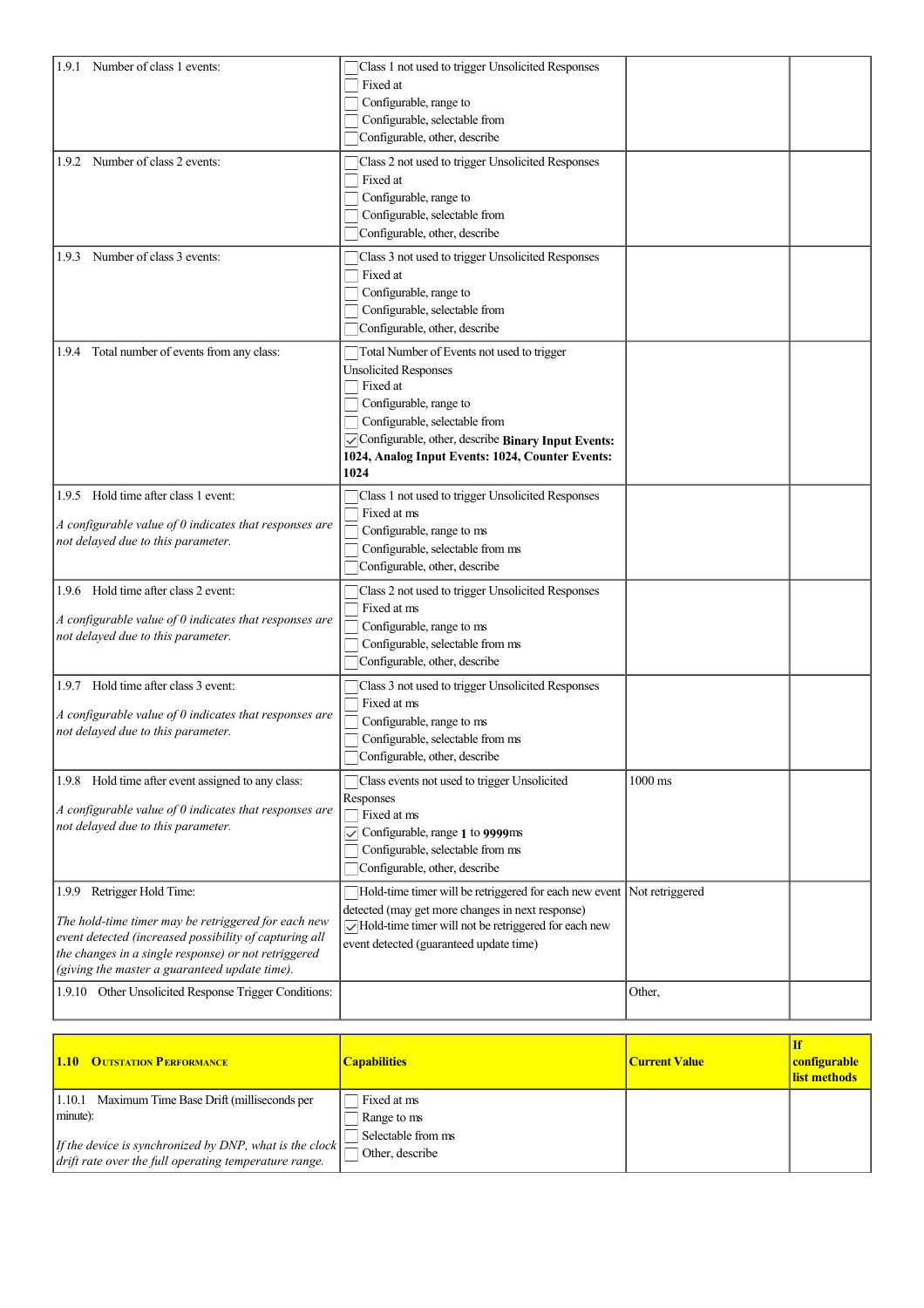| | | | |
|---|---|---|---|
| 1.9.1 Number of class 1 events: | ☐ Class 1 not used to trigger Unsolicited Responses<br>☐ Fixed at<br>☐ Configurable, range to<br>☐ Configurable, selectable from<br>☐ Configurable, other, describe | | |
| 1.9.2 Number of class 2 events: | ☐ Class 2 not used to trigger Unsolicited Responses<br>☐ Fixed at<br>☐ Configurable, range to<br>☐ Configurable, selectable from<br>☐ Configurable, other, describe | | |
| 1.9.3 Number of class 3 events: | ☐ Class 3 not used to trigger Unsolicited Responses<br>☐ Fixed at<br>☐ Configurable, range to<br>☐ Configurable, selectable from<br>☐ Configurable, other, describe | | |
| 1.9.4 Total number of events from any class: | ☐ Total Number of Events not used to trigger Unsolicited Responses<br>☐ Fixed at<br>☐ Configurable, range to<br>☐ Configurable, selectable from<br>☑ Configurable, other, describe **Binary Input Events: 1024, Analog Input Events: 1024, Counter Events: 1024** | | |
| 1.9.5 Hold time after class 1 event:<br><br>*A configurable value of 0 indicates that responses are not delayed due to this parameter.* | ☐ Class 1 not used to trigger Unsolicited Responses<br>☐ Fixed at ms<br>☐ Configurable, range to ms<br>☐ Configurable, selectable from ms<br>☐ Configurable, other, describe | | |
| 1.9.6 Hold time after class 2 event:<br><br>*A configurable value of 0 indicates that responses are not delayed due to this parameter.* | ☐ Class 2 not used to trigger Unsolicited Responses<br>☐ Fixed at ms<br>☐ Configurable, range to ms<br>☐ Configurable, selectable from ms<br>☐ Configurable, other, describe | | |
| 1.9.7 Hold time after class 3 event:<br><br>*A configurable value of 0 indicates that responses are not delayed due to this parameter.* | ☐ Class 3 not used to trigger Unsolicited Responses<br>☐ Fixed at ms<br>☐ Configurable, range to ms<br>☐ Configurable, selectable from ms<br>☐ Configurable, other, describe | | |
| 1.9.8 Hold time after event assigned to any class:<br><br>*A configurable value of 0 indicates that responses are not delayed due to this parameter.* | ☐ Class events not used to trigger Unsolicited Responses<br>☐ Fixed at ms<br>☑ Configurable, range **1** to **9999**ms<br>☐ Configurable, selectable from ms<br>☐ Configurable, other, describe | 1000 ms | |
| 1.9.9 Retrigger Hold Time:<br><br>*The hold-time timer may be retriggered for each new event detected (increased possibility of capturing all the changes in a single response) or not retriggered (giving the master a guaranteed update time).* | ☐ Hold-time timer will be retriggered for each new event detected (may get more changes in next response)<br>☑ Hold-time timer will not be retriggered for each new event detected (guaranteed update time) | Not retriggered | |
| 1.9.10 Other Unsolicited Response Trigger Conditions: | | Other, | |

| **1.10 Outstation Performance** | **Capabilities** | **Current Value** | **If configurable list methods** |
|---|---|---|---|
| 1.10.1 Maximum Time Base Drift (milliseconds per minute):<br><br>*If the device is synchronized by DNP, what is the clock drift rate over the full operating temperature range.* | ☐ Fixed at ms<br>☐ Range to ms<br>☐ Selectable from ms<br>☐ Other, describe | | |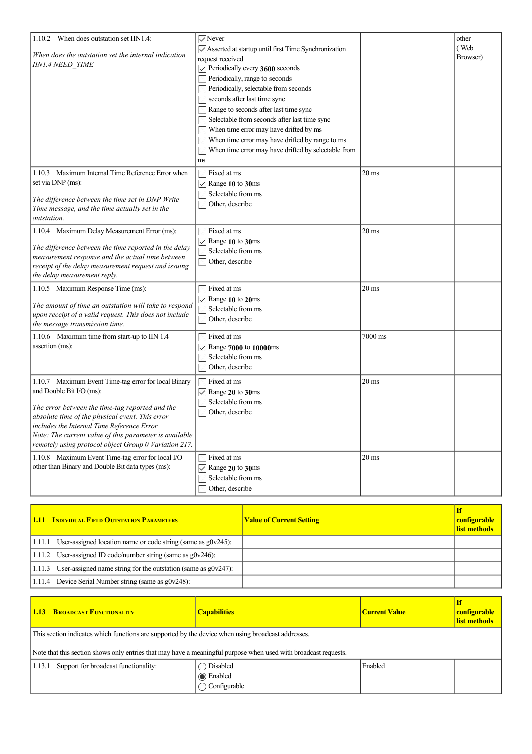| | | | |
|---|---|---|---|
| 1.10.2 When does outstation set IIN1.4:<br><br>*When does the outstation set the internal indication IIN1.4 NEED_TIME* | ☑ Never<br>☑ Asserted at startup until first Time Synchronization request received<br>☑ Periodically every **3600** seconds<br>☐ Periodically, range to seconds<br>☐ Periodically, selectable from seconds<br>☐ seconds after last time sync<br>☐ Range to seconds after last time sync<br>☐ Selectable from seconds after last time sync<br>☐ When time error may have drifted by ms<br>☐ When time error may have drifted by range to ms<br>☐ When time error may have drifted by selectable from ms | | other ( Web Browser) |
| 1.10.3 Maximum Internal Time Reference Error when set via DNP (ms):<br><br>*The difference between the time set in DNP Write Time message, and the time actually set in the outstation.* | ☐ Fixed at ms<br>☑ Range **10** to **30**ms<br>☐ Selectable from ms<br>☐ Other, describe | 20 ms | |
| 1.10.4 Maximum Delay Measurement Error (ms):<br><br>*The difference between the time reported in the delay measurement response and the actual time between receipt of the delay measurement request and issuing the delay measurement reply.* | ☐ Fixed at ms<br>☑ Range **10** to **30**ms<br>☐ Selectable from ms<br>☐ Other, describe | 20 ms | |
| 1.10.5 Maximum Response Time (ms):<br><br>*The amount of time an outstation will take to respond upon receipt of a valid request. This does not include the message transmission time.* | ☐ Fixed at ms<br>☑ Range **10** to **20**ms<br>☐ Selectable from ms<br>☐ Other, describe | 20 ms | |
| 1.10.6 Maximum time from start-up to IIN 1.4 assertion (ms): | ☐ Fixed at ms<br>☑ Range **7000** to **10000**ms<br>☐ Selectable from ms<br>☐ Other, describe | 7000 ms | |
| 1.10.7 Maximum Event Time-tag error for local Binary and Double Bit I/O (ms):<br><br>*The error between the time-tag reported and the absolute time of the physical event. This error includes the Internal Time Reference Error.*<br>*Note: The current value of this parameter is available remotely using protocol object Group 0 Variation 217.* | ☐ Fixed at ms<br>☑ Range **20** to **30**ms<br>☐ Selectable from ms<br>☐ Other, describe | 20 ms | |
| 1.10.8 Maximum Event Time-tag error for local I/O other than Binary and Double Bit data types (ms): | ☐ Fixed at ms<br>☑ Range **20** to **30**ms<br>☐ Selectable from ms<br>☐ Other, describe | 20 ms | |

| **1.11 Individual Field Outstation Parameters** | **Value of Current Setting** | **If configurable list methods** |
|---|---|---|
| 1.11.1 User-assigned location name or code string (same as g0v245): | | |
| 1.11.2 User-assigned ID code/number string (same as g0v246): | | |
| 1.11.3 User-assigned name string for the outstation (same as g0v247): | | |
| 1.11.4 Device Serial Number string (same as g0v248): | | |

| **1.13 Broadcast Functionality** | **Capabilities** | **Current Value** | **If configurable list methods** |
|---|---|---|---|
| This section indicates which functions are supported by the device when using broadcast addresses.<br><br>Note that this section shows only entries that may have a meaningful purpose when used with broadcast requests. | | | |
| 1.13.1 Support for broadcast functionality: | ◯ Disabled<br>◉ Enabled<br>◯ Configurable | Enabled | |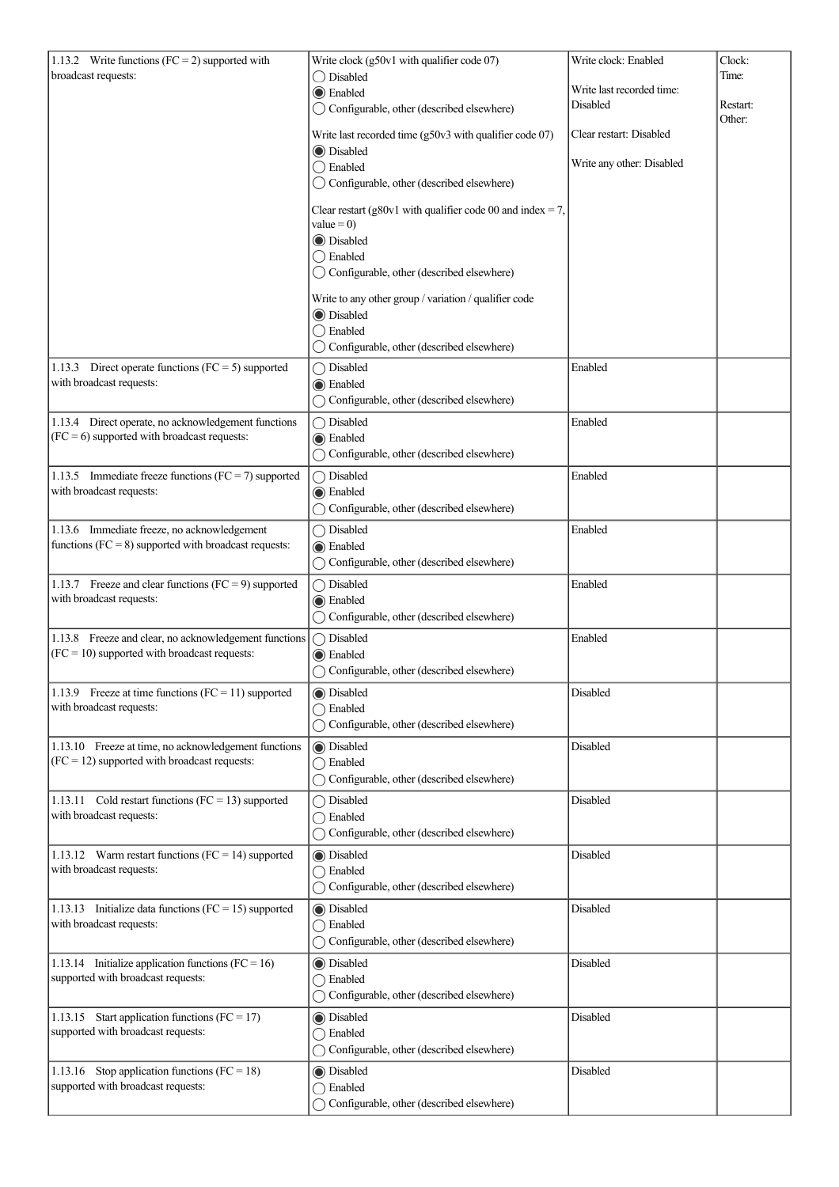| | | | |
|---|---|---|---|
| 1.13.2 Write functions (FC = 2) supported with broadcast requests: | Write clock (g50v1 with qualifier code 07)<br>◯ Disabled<br>◉ Enabled<br>◯ Configurable, other (described elsewhere)<br><br>Write last recorded time (g50v3 with qualifier code 07)<br>◉ Disabled<br>◯ Enabled<br>◯ Configurable, other (described elsewhere)<br><br>Clear restart (g80v1 with qualifier code 00 and index = 7, value = 0)<br>◉ Disabled<br>◯ Enabled<br>◯ Configurable, other (described elsewhere)<br><br>Write to any other group / variation / qualifier code<br>◉ Disabled<br>◯ Enabled<br>◯ Configurable, other (described elsewhere) | Write clock: Enabled<br><br>Write last recorded time: Disabled<br><br>Clear restart: Disabled<br><br>Write any other: Disabled | Clock:<br>Time:<br><br>Restart:<br>Other: |
| 1.13.3 Direct operate functions (FC = 5) supported with broadcast requests: | ◯ Disabled<br>◉ Enabled<br>◯ Configurable, other (described elsewhere) | Enabled | |
| 1.13.4 Direct operate, no acknowledgement functions (FC = 6) supported with broadcast requests: | ◯ Disabled<br>◉ Enabled<br>◯ Configurable, other (described elsewhere) | Enabled | |
| 1.13.5 Immediate freeze functions (FC = 7) supported with broadcast requests: | ◯ Disabled<br>◉ Enabled<br>◯ Configurable, other (described elsewhere) | Enabled | |
| 1.13.6 Immediate freeze, no acknowledgement functions (FC = 8) supported with broadcast requests: | ◯ Disabled<br>◉ Enabled<br>◯ Configurable, other (described elsewhere) | Enabled | |
| 1.13.7 Freeze and clear functions (FC = 9) supported with broadcast requests: | ◯ Disabled<br>◉ Enabled<br>◯ Configurable, other (described elsewhere) | Enabled | |
| 1.13.8 Freeze and clear, no acknowledgement functions (FC = 10) supported with broadcast requests: | ◯ Disabled<br>◉ Enabled<br>◯ Configurable, other (described elsewhere) | Enabled | |
| 1.13.9 Freeze at time functions (FC = 11) supported with broadcast requests: | ◉ Disabled<br>◯ Enabled<br>◯ Configurable, other (described elsewhere) | Disabled | |
| 1.13.10 Freeze at time, no acknowledgement functions (FC = 12) supported with broadcast requests: | ◉ Disabled<br>◯ Enabled<br>◯ Configurable, other (described elsewhere) | Disabled | |
| 1.13.11 Cold restart functions (FC = 13) supported with broadcast requests: | ◯ Disabled<br>◯ Enabled<br>◯ Configurable, other (described elsewhere) | Disabled | |
| 1.13.12 Warm restart functions (FC = 14) supported with broadcast requests: | ◉ Disabled<br>◯ Enabled<br>◯ Configurable, other (described elsewhere) | Disabled | |
| 1.13.13 Initialize data functions (FC = 15) supported with broadcast requests: | ◉ Disabled<br>◯ Enabled<br>◯ Configurable, other (described elsewhere) | Disabled | |
| 1.13.14 Initialize application functions (FC = 16) supported with broadcast requests: | ◉ Disabled<br>◯ Enabled<br>◯ Configurable, other (described elsewhere) | Disabled | |
| 1.13.15 Start application functions (FC = 17) supported with broadcast requests: | ◉ Disabled<br>◯ Enabled<br>◯ Configurable, other (described elsewhere) | Disabled | |
| 1.13.16 Stop application functions (FC = 18) supported with broadcast requests: | ◉ Disabled<br>◯ Enabled<br>◯ Configurable, other (described elsewhere) | Disabled | |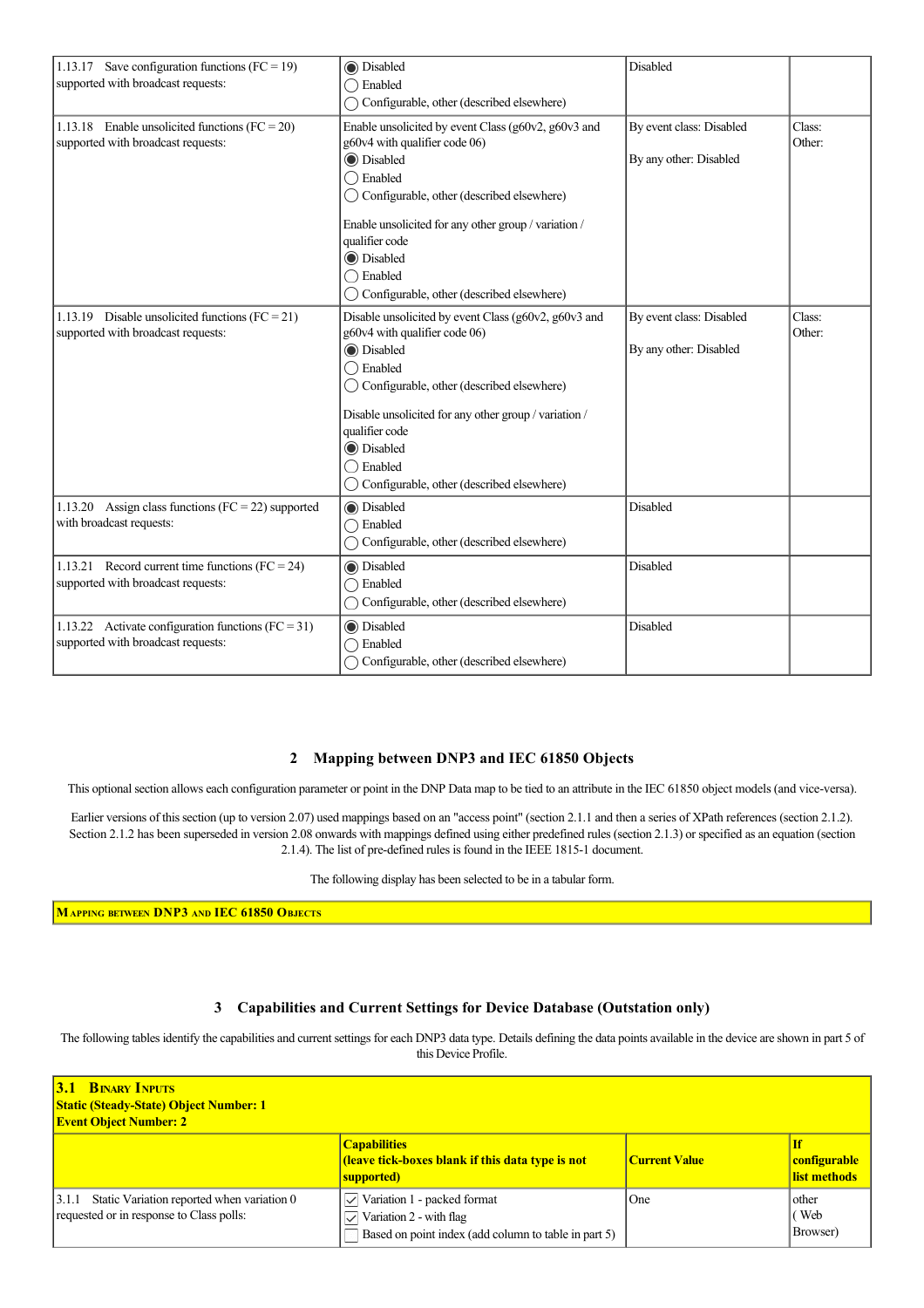| | | | |
|---|---|---|---|
| 1.13.17 Save configuration functions (FC = 19) supported with broadcast requests: | ◉ Disabled<br>◯ Enabled<br>◯ Configurable, other (described elsewhere) | Disabled | |
| 1.13.18 Enable unsolicited functions (FC = 20) supported with broadcast requests: | Enable unsolicited by event Class (g60v2, g60v3 and g60v4 with qualifier code 06)<br>◉ Disabled<br>◯ Enabled<br>◯ Configurable, other (described elsewhere)<br><br>Enable unsolicited for any other group / variation / qualifier code<br>◉ Disabled<br>◯ Enabled<br>◯ Configurable, other (described elsewhere) | By event class: Disabled<br><br>By any other: Disabled | Class:<br>Other: |
| 1.13.19 Disable unsolicited functions (FC = 21) supported with broadcast requests: | Disable unsolicited by event Class (g60v2, g60v3 and g60v4 with qualifier code 06)<br>◉ Disabled<br>◯ Enabled<br>◯ Configurable, other (described elsewhere)<br><br>Disable unsolicited for any other group / variation / qualifier code<br>◉ Disabled<br>◯ Enabled<br>◯ Configurable, other (described elsewhere) | By event class: Disabled<br><br>By any other: Disabled | Class:<br>Other: |
| 1.13.20 Assign class functions (FC = 22) supported with broadcast requests: | ◉ Disabled<br>◯ Enabled<br>◯ Configurable, other (described elsewhere) | Disabled | |
| 1.13.21 Record current time functions (FC = 24) supported with broadcast requests: | ◉ Disabled<br>◯ Enabled<br>◯ Configurable, other (described elsewhere) | Disabled | |
| 1.13.22 Activate configuration functions (FC = 31) supported with broadcast requests: | ◉ Disabled<br>◯ Enabled<br>◯ Configurable, other (described elsewhere) | Disabled | |

## 2 Mapping between DNP3 and IEC 61850 Objects

This optional section allows each configuration parameter or point in the DNP Data map to be tied to an attribute in the IEC 61850 object models (and vice-versa).

Earlier versions of this section (up to version 2.07) used mappings based on an "access point" (section 2.1.1 and then a series of XPath references (section 2.1.2). Section 2.1.2 has been superseded in version 2.08 onwards with mappings defined using either predefined rules (section 2.1.3) or specified as an equation (section 2.1.4). The list of pre-defined rules is found in the IEEE 1815-1 document.

The following display has been selected to be in a tabular form.

| **Mapping between DNP3 and IEC 61850 Objects** |
|---|

## 3 Capabilities and Current Settings for Device Database (Outstation only)

The following tables identify the capabilities and current settings for each DNP3 data type. Details defining the data points available in the device are shown in part 5 of this Device Profile.

| **3.1 Binary Inputs**<br>**Static (Steady-State) Object Number: 1**<br>**Event Object Number: 2** | | | |
|---|---|---|---|
| | **Capabilities (leave tick-boxes blank if this data type is not supported)** | **Current Value** | **If configurable list methods** |
| 3.1.1 Static Variation reported when variation 0 requested or in response to Class polls: | ☑ Variation 1 - packed format<br>☑ Variation 2 - with flag<br>☐ Based on point index (add column to table in part 5) | One | other ( Web Browser) |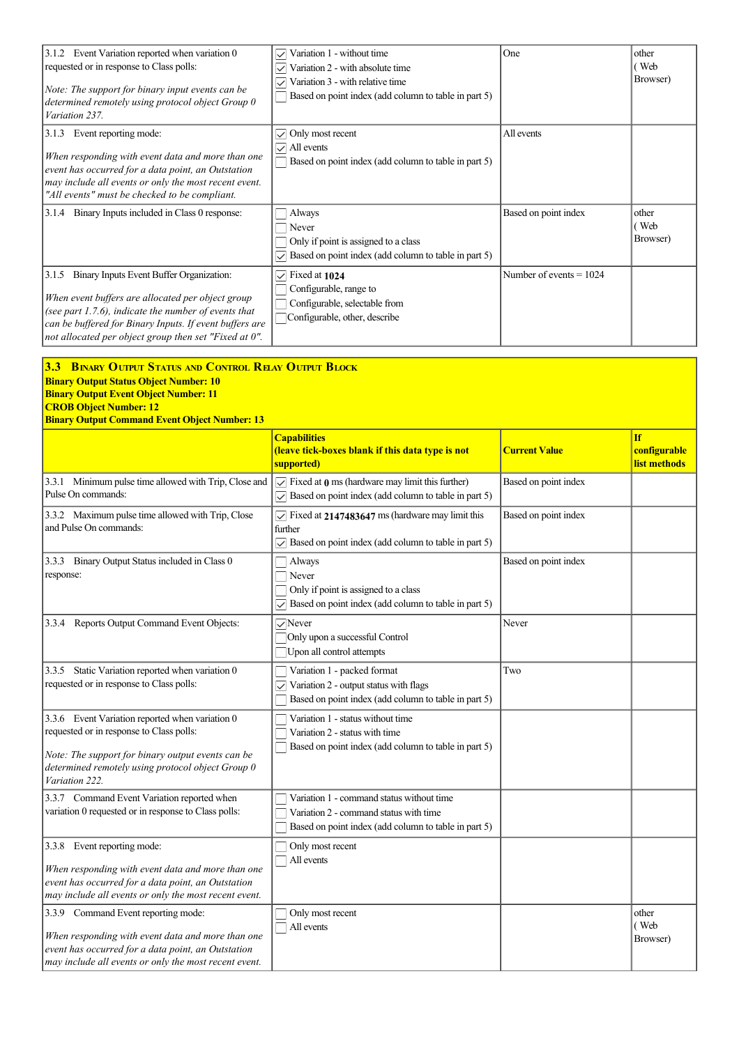| | | | |
|---|---|---|---|
| 3.1.2 Event Variation reported when variation 0 requested or in response to Class polls:<br><br>*Note: The support for binary input events can be determined remotely using protocol object Group 0 Variation 237.* | ☑ Variation 1 - without time<br>☑ Variation 2 - with absolute time<br>☑ Variation 3 - with relative time<br>☐ Based on point index (add column to table in part 5) | One | other ( Web Browser) |
| 3.1.3 Event reporting mode:<br><br>*When responding with event data and more than one event has occurred for a data point, an Outstation may include all events or only the most recent event. "All events" must be checked to be compliant.* | ☑ Only most recent<br>☑ All events<br>☐ Based on point index (add column to table in part 5) | All events | |
| 3.1.4 Binary Inputs included in Class 0 response: | ☐ Always<br>☐ Never<br>☐ Only if point is assigned to a class<br>☑ Based on point index (add column to table in part 5) | Based on point index | other ( Web Browser) |
| 3.1.5 Binary Inputs Event Buffer Organization:<br><br>*When event buffers are allocated per object group (see part 1.7.6), indicate the number of events that can be buffered for Binary Inputs. If event buffers are not allocated per object group then set "Fixed at 0".* | ☑ Fixed at **1024**<br>☐ Configurable, range to<br>☐ Configurable, selectable from<br>☐ Configurable, other, describe | Number of events = 1024 | |

## 3.3 Binary Output Status and Control Relay Output Block

**Binary Output Status Object Number: 10**
**Binary Output Event Object Number: 11**
**CROB Object Number: 12**
**Binary Output Command Event Object Number: 13**

| | **Capabilities (leave tick-boxes blank if this data type is not supported)** | **Current Value** | **If configurable list methods** |
|---|---|---|---|
| 3.3.1 Minimum pulse time allowed with Trip, Close and Pulse On commands: | ☑ Fixed at **0** ms (hardware may limit this further)<br>☑ Based on point index (add column to table in part 5) | Based on point index | |
| 3.3.2 Maximum pulse time allowed with Trip, Close and Pulse On commands: | ☑ Fixed at **2147483647** ms (hardware may limit this further<br>☑ Based on point index (add column to table in part 5) | Based on point index | |
| 3.3.3 Binary Output Status included in Class 0 response: | ☐ Always<br>☐ Never<br>☐ Only if point is assigned to a class<br>☑ Based on point index (add column to table in part 5) | Based on point index | |
| 3.3.4 Reports Output Command Event Objects: | ☑ Never<br>☐ Only upon a successful Control<br>☐ Upon all control attempts | Never | |
| 3.3.5 Static Variation reported when variation 0 requested or in response to Class polls: | ☐ Variation 1 - packed format<br>☑ Variation 2 - output status with flags<br>☐ Based on point index (add column to table in part 5) | Two | |
| 3.3.6 Event Variation reported when variation 0 requested or in response to Class polls:<br><br>*Note: The support for binary output events can be determined remotely using protocol object Group 0 Variation 222.* | ☐ Variation 1 - status without time<br>☐ Variation 2 - status with time<br>☐ Based on point index (add column to table in part 5) | | |
| 3.3.7 Command Event Variation reported when variation 0 requested or in response to Class polls: | ☐ Variation 1 - command status without time<br>☐ Variation 2 - command status with time<br>☐ Based on point index (add column to table in part 5) | | |
| 3.3.8 Event reporting mode:<br><br>*When responding with event data and more than one event has occurred for a data point, an Outstation may include all events or only the most recent event.* | ☐ Only most recent<br>☐ All events | | |
| 3.3.9 Command Event reporting mode:<br><br>*When responding with event data and more than one event has occurred for a data point, an Outstation may include all events or only the most recent event.* | ☐ Only most recent<br>☐ All events | | other ( Web Browser) |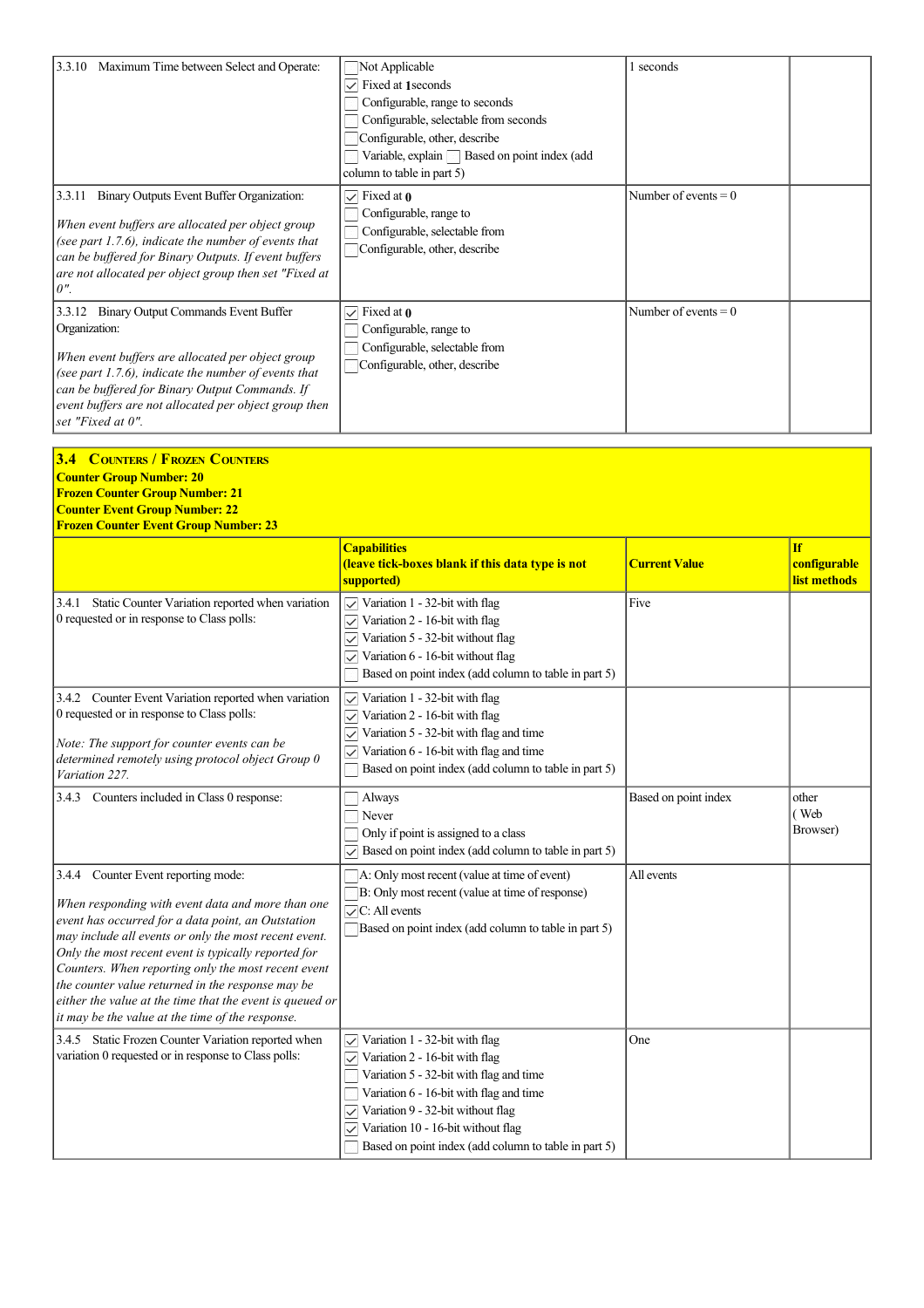| | | | |
|---|---|---|---|
| 3.3.10 Maximum Time between Select and Operate: | ☐ Not Applicable<br>☑ Fixed at **1** seconds<br>☐ Configurable, range to seconds<br>☐ Configurable, selectable from seconds<br>☐ Configurable, other, describe<br>☐ Variable, explain ☐ Based on point index (add column to table in part 5) | 1 seconds | |
| 3.3.11 Binary Outputs Event Buffer Organization:<br><br>*When event buffers are allocated per object group (see part 1.7.6), indicate the number of events that can be buffered for Binary Outputs. If event buffers are not allocated per object group then set "Fixed at 0".* | ☑ Fixed at **0**<br>☐ Configurable, range to<br>☐ Configurable, selectable from<br>☐ Configurable, other, describe | Number of events = 0 | |
| 3.3.12 Binary Output Commands Event Buffer Organization:<br><br>*When event buffers are allocated per object group (see part 1.7.6), indicate the number of events that can be buffered for Binary Output Commands. If event buffers are not allocated per object group then set "Fixed at 0".* | ☑ Fixed at **0**<br>☐ Configurable, range to<br>☐ Configurable, selectable from<br>☐ Configurable, other, describe | Number of events = 0 | |

**3.4 COUNTERS / FROZEN COUNTERS**
**Counter Group Number: 20**
**Frozen Counter Group Number: 21**
**Counter Event Group Number: 22**
**Frozen Counter Event Group Number: 23**

| | **Capabilities (leave tick-boxes blank if this data type is not supported)** | **Current Value** | **If configurable list methods** |
|---|---|---|---|
| 3.4.1 Static Counter Variation reported when variation 0 requested or in response to Class polls: | ☑ Variation 1 - 32-bit with flag<br>☑ Variation 2 - 16-bit with flag<br>☑ Variation 5 - 32-bit without flag<br>☑ Variation 6 - 16-bit without flag<br>☐ Based on point index (add column to table in part 5) | Five | |
| 3.4.2 Counter Event Variation reported when variation 0 requested or in response to Class polls:<br><br>*Note: The support for counter events can be determined remotely using protocol object Group 0 Variation 227.* | ☑ Variation 1 - 32-bit with flag<br>☑ Variation 2 - 16-bit with flag<br>☑ Variation 5 - 32-bit with flag and time<br>☑ Variation 6 - 16-bit with flag and time<br>☐ Based on point index (add column to table in part 5) | | |
| 3.4.3 Counters included in Class 0 response: | ☐ Always<br>☐ Never<br>☐ Only if point is assigned to a class<br>☑ Based on point index (add column to table in part 5) | Based on point index | other ( Web Browser) |
| 3.4.4 Counter Event reporting mode:<br><br>*When responding with event data and more than one event has occurred for a data point, an Outstation may include all events or only the most recent event. Only the most recent event is typically reported for Counters. When reporting only the most recent event the counter value returned in the response may be either the value at the time that the event is queued or it may be the value at the time of the response.* | ☐ A: Only most recent (value at time of event)<br>☐ B: Only most recent (value at time of response)<br>☑ C: All events<br>☐ Based on point index (add column to table in part 5) | All events | |
| 3.4.5 Static Frozen Counter Variation reported when variation 0 requested or in response to Class polls: | ☑ Variation 1 - 32-bit with flag<br>☑ Variation 2 - 16-bit with flag<br>☐ Variation 5 - 32-bit with flag and time<br>☐ Variation 6 - 16-bit with flag and time<br>☑ Variation 9 - 32-bit without flag<br>☑ Variation 10 - 16-bit without flag<br>☐ Based on point index (add column to table in part 5) | One | |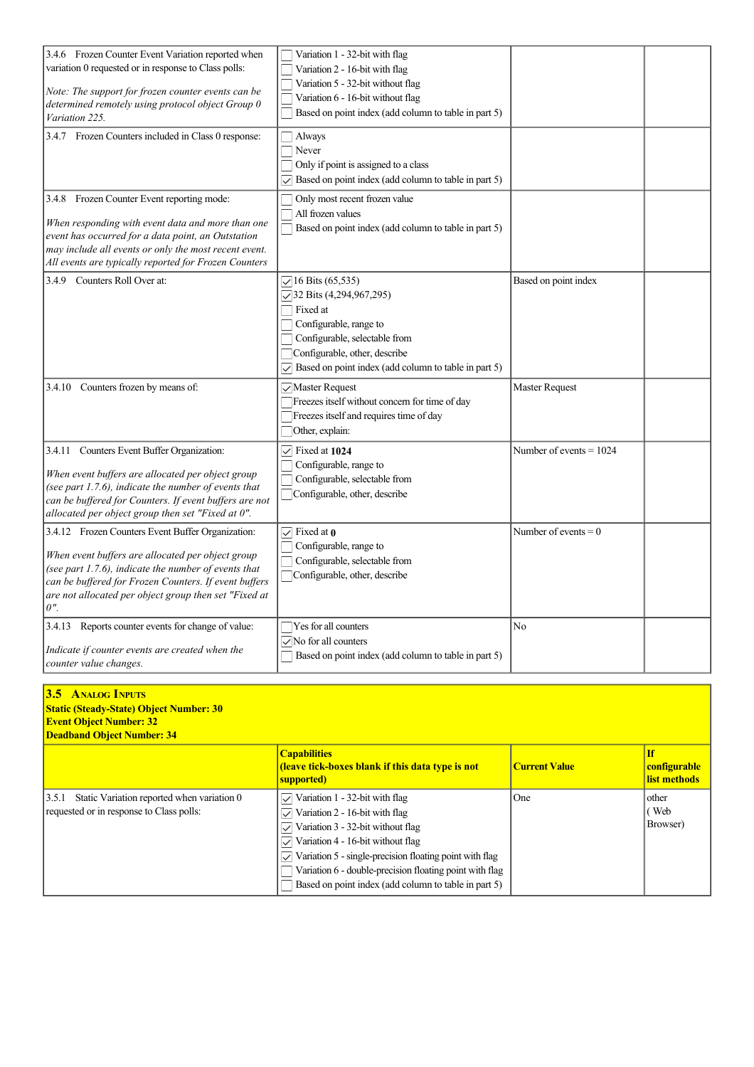| | | | |
|---|---|---|---|
| 3.4.6 Frozen Counter Event Variation reported when variation 0 requested or in response to Class polls:<br><br>*Note: The support for frozen counter events can be determined remotely using protocol object Group 0 Variation 225.* | ☐ Variation 1 - 32-bit with flag<br>☐ Variation 2 - 16-bit with flag<br>☐ Variation 5 - 32-bit without flag<br>☐ Variation 6 - 16-bit without flag<br>☐ Based on point index (add column to table in part 5) | | |
| 3.4.7 Frozen Counters included in Class 0 response: | ☐ Always<br>☐ Never<br>☐ Only if point is assigned to a class<br>☑ Based on point index (add column to table in part 5) | | |
| 3.4.8 Frozen Counter Event reporting mode:<br><br>*When responding with event data and more than one event has occurred for a data point, an Outstation may include all events or only the most recent event. All events are typically reported for Frozen Counters* | ☐ Only most recent frozen value<br>☐ All frozen values<br>☐ Based on point index (add column to table in part 5) | | |
| 3.4.9 Counters Roll Over at: | ☑ 16 Bits (65,535)<br>☑ 32 Bits (4,294,967,295)<br>☐ Fixed at<br>☐ Configurable, range to<br>☐ Configurable, selectable from<br>☐ Configurable, other, describe<br>☑ Based on point index (add column to table in part 5) | Based on point index | |
| 3.4.10 Counters frozen by means of: | ☑ Master Request<br>☐ Freezes itself without concern for time of day<br>☐ Freezes itself and requires time of day<br>☐ Other, explain: | Master Request | |
| 3.4.11 Counters Event Buffer Organization:<br><br>*When event buffers are allocated per object group (see part 1.7.6), indicate the number of events that can be buffered for Counters. If event buffers are not allocated per object group then set "Fixed at 0".* | ☑ Fixed at **1024**<br>☐ Configurable, range to<br>☐ Configurable, selectable from<br>☐ Configurable, other, describe | Number of events = 1024 | |
| 3.4.12 Frozen Counters Event Buffer Organization:<br><br>*When event buffers are allocated per object group (see part 1.7.6), indicate the number of events that can be buffered for Frozen Counters. If event buffers are not allocated per object group then set "Fixed at 0".* | ☑ Fixed at **0**<br>☐ Configurable, range to<br>☐ Configurable, selectable from<br>☐ Configurable, other, describe | Number of events = 0 | |
| 3.4.13 Reports counter events for change of value:<br><br>*Indicate if counter events are created when the counter value changes.* | ☐ Yes for all counters<br>☑ No for all counters<br>☐ Based on point index (add column to table in part 5) | No | |

## 3.5 ANALOG INPUTS

**Static (Steady-State) Object Number: 30**
**Event Object Number: 32**
**Deadband Object Number: 34**

| | **Capabilities (leave tick-boxes blank if this data type is not supported)** | **Current Value** | **If configurable list methods** |
|---|---|---|---|
| 3.5.1 Static Variation reported when variation 0 requested or in response to Class polls: | ☑ Variation 1 - 32-bit with flag<br>☑ Variation 2 - 16-bit with flag<br>☑ Variation 3 - 32-bit without flag<br>☑ Variation 4 - 16-bit without flag<br>☑ Variation 5 - single-precision floating point with flag<br>☐ Variation 6 - double-precision floating point with flag<br>☐ Based on point index (add column to table in part 5) | One | other ( Web Browser) |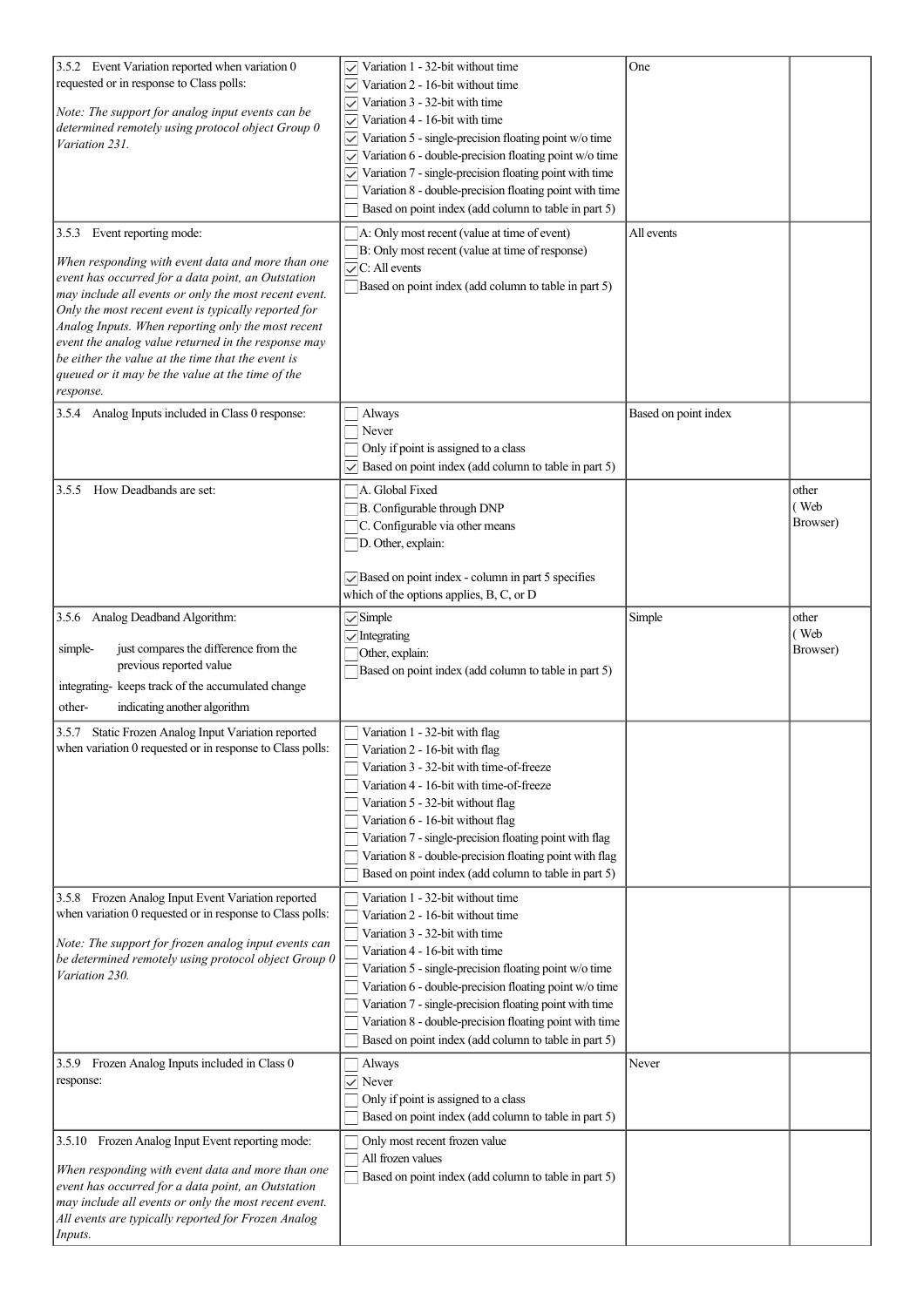| | | | |
|---|---|---|---|
| 3.5.2 Event Variation reported when variation 0 requested or in response to Class polls:<br><br>*Note: The support for analog input events can be determined remotely using protocol object Group 0 Variation 231.* | ☑ Variation 1 - 32-bit without time<br>☑ Variation 2 - 16-bit without time<br>☑ Variation 3 - 32-bit with time<br>☑ Variation 4 - 16-bit with time<br>☑ Variation 5 - single-precision floating point w/o time<br>☑ Variation 6 - double-precision floating point w/o time<br>☑ Variation 7 - single-precision floating point with time<br>☐ Variation 8 - double-precision floating point with time<br>☐ Based on point index (add column to table in part 5) | One | |
| 3.5.3 Event reporting mode:<br><br>*When responding with event data and more than one event has occurred for a data point, an Outstation may include all events or only the most recent event. Only the most recent event is typically reported for Analog Inputs. When reporting only the most recent event the analog value returned in the response may be either the value at the time that the event is queued or it may be the value at the time of the response.* | ☐ A: Only most recent (value at time of event)<br>☐ B: Only most recent (value at time of response)<br>☑ C: All events<br>☐ Based on point index (add column to table in part 5) | All events | |
| 3.5.4 Analog Inputs included in Class 0 response: | ☐ Always<br>☐ Never<br>☐ Only if point is assigned to a class<br>☑ Based on point index (add column to table in part 5) | Based on point index | |
| 3.5.5 How Deadbands are set: | ☐ A. Global Fixed<br>☐ B. Configurable through DNP<br>☐ C. Configurable via other means<br>☐ D. Other, explain:<br><br>☑ Based on point index - column in part 5 specifies which of the options applies, B, C, or D | | other ( Web Browser) |
| 3.5.6 Analog Deadband Algorithm:<br><br>simple- just compares the difference from the previous reported value<br>integrating- keeps track of the accumulated change<br>other- indicating another algorithm | ☑ Simple<br>☑ Integrating<br>☐ Other, explain:<br>☐ Based on point index (add column to table in part 5) | Simple | other ( Web Browser) |
| 3.5.7 Static Frozen Analog Input Variation reported when variation 0 requested or in response to Class polls: | ☐ Variation 1 - 32-bit with flag<br>☐ Variation 2 - 16-bit with flag<br>☐ Variation 3 - 32-bit with time-of-freeze<br>☐ Variation 4 - 16-bit with time-of-freeze<br>☐ Variation 5 - 32-bit without flag<br>☐ Variation 6 - 16-bit without flag<br>☐ Variation 7 - single-precision floating point with flag<br>☐ Variation 8 - double-precision floating point with flag<br>☐ Based on point index (add column to table in part 5) | | |
| 3.5.8 Frozen Analog Input Event Variation reported when variation 0 requested or in response to Class polls:<br><br>*Note: The support for frozen analog input events can be determined remotely using protocol object Group 0 Variation 230.* | ☐ Variation 1 - 32-bit without time<br>☐ Variation 2 - 16-bit without time<br>☐ Variation 3 - 32-bit with time<br>☐ Variation 4 - 16-bit with time<br>☐ Variation 5 - single-precision floating point w/o time<br>☐ Variation 6 - double-precision floating point w/o time<br>☐ Variation 7 - single-precision floating point with time<br>☐ Variation 8 - double-precision floating point with time<br>☐ Based on point index (add column to table in part 5) | | |
| 3.5.9 Frozen Analog Inputs included in Class 0 response: | ☐ Always<br>☑ Never<br>☐ Only if point is assigned to a class<br>☐ Based on point index (add column to table in part 5) | Never | |
| 3.5.10 Frozen Analog Input Event reporting mode:<br><br>*When responding with event data and more than one event has occurred for a data point, an Outstation may include all events or only the most recent event. All events are typically reported for Frozen Analog Inputs.* | ☐ Only most recent frozen value<br>☐ All frozen values<br>☐ Based on point index (add column to table in part 5) | | |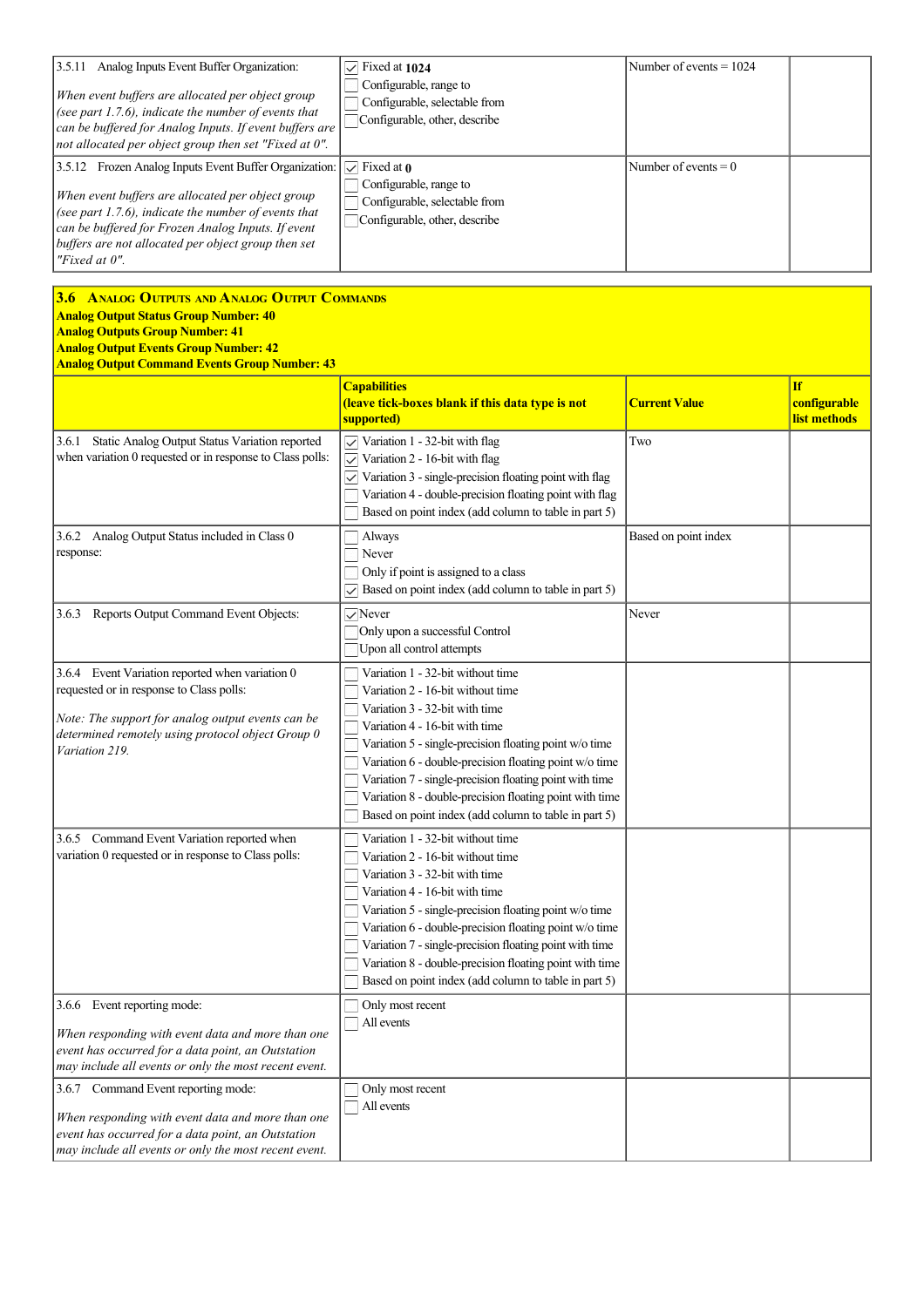| | | | |
|---|---|---|---|
| 3.5.11 Analog Inputs Event Buffer Organization:<br><br>*When event buffers are allocated per object group (see part 1.7.6), indicate the number of events that can be buffered for Analog Inputs. If event buffers are not allocated per object group then set "Fixed at 0".* | ☑ Fixed at **1024**<br>☐ Configurable, range to<br>☐ Configurable, selectable from<br>☐ Configurable, other, describe | Number of events = 1024 | |
| 3.5.12 Frozen Analog Inputs Event Buffer Organization:<br><br>*When event buffers are allocated per object group (see part 1.7.6), indicate the number of events that can be buffered for Frozen Analog Inputs. If event buffers are not allocated per object group then set "Fixed at 0".* | ☑ Fixed at **0**<br>☐ Configurable, range to<br>☐ Configurable, selectable from<br>☐ Configurable, other, describe | Number of events = 0 | |

## 3.6 Analog Outputs and Analog Output Commands

**Analog Output Status Group Number: 40**
**Analog Outputs Group Number: 41**
**Analog Output Events Group Number: 42**
**Analog Output Command Events Group Number: 43**

| | **Capabilities (leave tick-boxes blank if this data type is not supported)** | **Current Value** | **If configurable list methods** |
|---|---|---|---|
| 3.6.1 Static Analog Output Status Variation reported when variation 0 requested or in response to Class polls: | ☑ Variation 1 - 32-bit with flag<br>☑ Variation 2 - 16-bit with flag<br>☑ Variation 3 - single-precision floating point with flag<br>☐ Variation 4 - double-precision floating point with flag<br>☐ Based on point index (add column to table in part 5) | Two | |
| 3.6.2 Analog Output Status included in Class 0 response: | ☐ Always<br>☐ Never<br>☐ Only if point is assigned to a class<br>☑ Based on point index (add column to table in part 5) | Based on point index | |
| 3.6.3 Reports Output Command Event Objects: | ☑ Never<br>☐ Only upon a successful Control<br>☐ Upon all control attempts | Never | |
| 3.6.4 Event Variation reported when variation 0 requested or in response to Class polls:<br><br>*Note: The support for analog output events can be determined remotely using protocol object Group 0 Variation 219.* | ☐ Variation 1 - 32-bit without time<br>☐ Variation 2 - 16-bit without time<br>☐ Variation 3 - 32-bit with time<br>☐ Variation 4 - 16-bit with time<br>☐ Variation 5 - single-precision floating point w/o time<br>☐ Variation 6 - double-precision floating point w/o time<br>☐ Variation 7 - single-precision floating point with time<br>☐ Variation 8 - double-precision floating point with time<br>☐ Based on point index (add column to table in part 5) | | |
| 3.6.5 Command Event Variation reported when variation 0 requested or in response to Class polls: | ☐ Variation 1 - 32-bit without time<br>☐ Variation 2 - 16-bit without time<br>☐ Variation 3 - 32-bit with time<br>☐ Variation 4 - 16-bit with time<br>☐ Variation 5 - single-precision floating point w/o time<br>☐ Variation 6 - double-precision floating point w/o time<br>☐ Variation 7 - single-precision floating point with time<br>☐ Variation 8 - double-precision floating point with time<br>☐ Based on point index (add column to table in part 5) | | |
| 3.6.6 Event reporting mode:<br><br>*When responding with event data and more than one event has occurred for a data point, an Outstation may include all events or only the most recent event.* | ☐ Only most recent<br>☐ All events | | |
| 3.6.7 Command Event reporting mode:<br><br>*When responding with event data and more than one event has occurred for a data point, an Outstation may include all events or only the most recent event.* | ☐ Only most recent<br>☐ All events | | |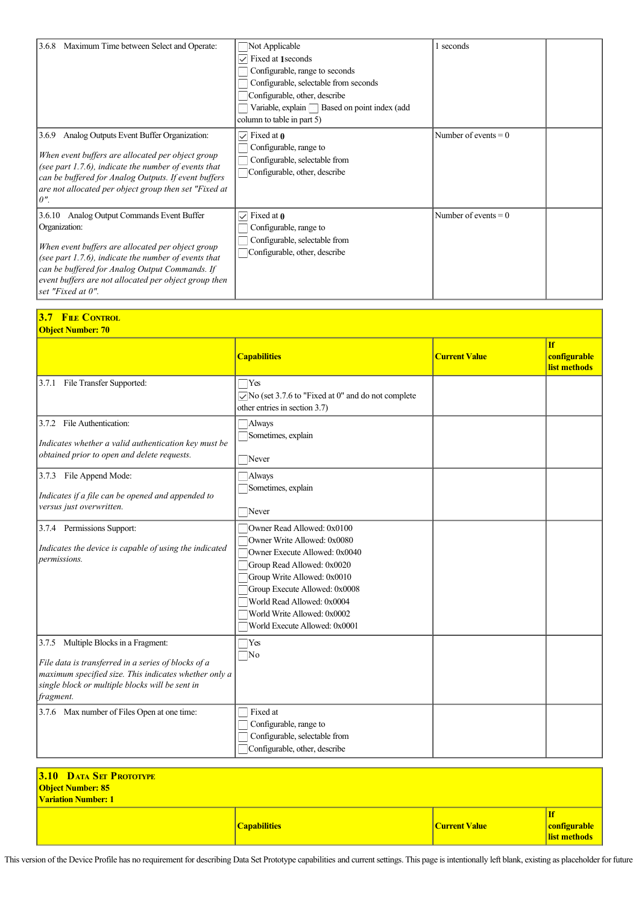| | | | |
|---|---|---|---|
| 3.6.8 Maximum Time between Select and Operate: | ☐ Not Applicable<br>☑ Fixed at **1** seconds<br>☐ Configurable, range to seconds<br>☐ Configurable, selectable from seconds<br>☐ Configurable, other, describe<br>☐ Variable, explain ☐ Based on point index (add column to table in part 5) | 1 seconds | |
| 3.6.9 Analog Outputs Event Buffer Organization:<br><br>*When event buffers are allocated per object group (see part 1.7.6), indicate the number of events that can be buffered for Analog Outputs. If event buffers are not allocated per object group then set "Fixed at 0".* | ☑ Fixed at **0**<br>☐ Configurable, range to<br>☐ Configurable, selectable from<br>☐ Configurable, other, describe | Number of events = 0 | |
| 3.6.10 Analog Output Commands Event Buffer Organization:<br><br>*When event buffers are allocated per object group (see part 1.7.6), indicate the number of events that can be buffered for Analog Output Commands. If event buffers are not allocated per object group then set "Fixed at 0".* | ☑ Fixed at **0**<br>☐ Configurable, range to<br>☐ Configurable, selectable from<br>☐ Configurable, other, describe | Number of events = 0 | |

## 3.7 File Control

**Object Number: 70**

| | **Capabilities** | **Current Value** | **If configurable list methods** |
|---|---|---|---|
| 3.7.1 File Transfer Supported: | ☐ Yes<br>☑ No (set 3.7.6 to "Fixed at 0" and do not complete other entries in section 3.7) | | |
| 3.7.2 File Authentication:<br><br>*Indicates whether a valid authentication key must be obtained prior to open and delete requests.* | ☐ Always<br>☐ Sometimes, explain<br><br>☐ Never | | |
| 3.7.3 File Append Mode:<br><br>*Indicates if a file can be opened and appended to versus just overwritten.* | ☐ Always<br>☐ Sometimes, explain<br><br>☐ Never | | |
| 3.7.4 Permissions Support:<br><br>*Indicates the device is capable of using the indicated permissions.* | ☐ Owner Read Allowed: 0x0100<br>☐ Owner Write Allowed: 0x0080<br>☐ Owner Execute Allowed: 0x0040<br>☐ Group Read Allowed: 0x0020<br>☐ Group Write Allowed: 0x0010<br>☐ Group Execute Allowed: 0x0008<br>☐ World Read Allowed: 0x0004<br>☐ World Write Allowed: 0x0002<br>☐ World Execute Allowed: 0x0001 | | |
| 3.7.5 Multiple Blocks in a Fragment:<br><br>*File data is transferred in a series of blocks of a maximum specified size. This indicates whether only a single block or multiple blocks will be sent in fragment.* | ☐ Yes<br>☐ No | | |
| 3.7.6 Max number of Files Open at one time: | ☐ Fixed at<br>☐ Configurable, range to<br>☐ Configurable, selectable from<br>☐ Configurable, other, describe | | |

## 3.10 Data Set Prototype

**Object Number: 85**

**Variation Number: 1**

| | **Capabilities** | **Current Value** | **If configurable list methods** |
|---|---|---|---|

This version of the Device Profile has no requirement for describing Data Set Prototype capabilities and current settings. This page is intentionally left blank, existing as placeholder for future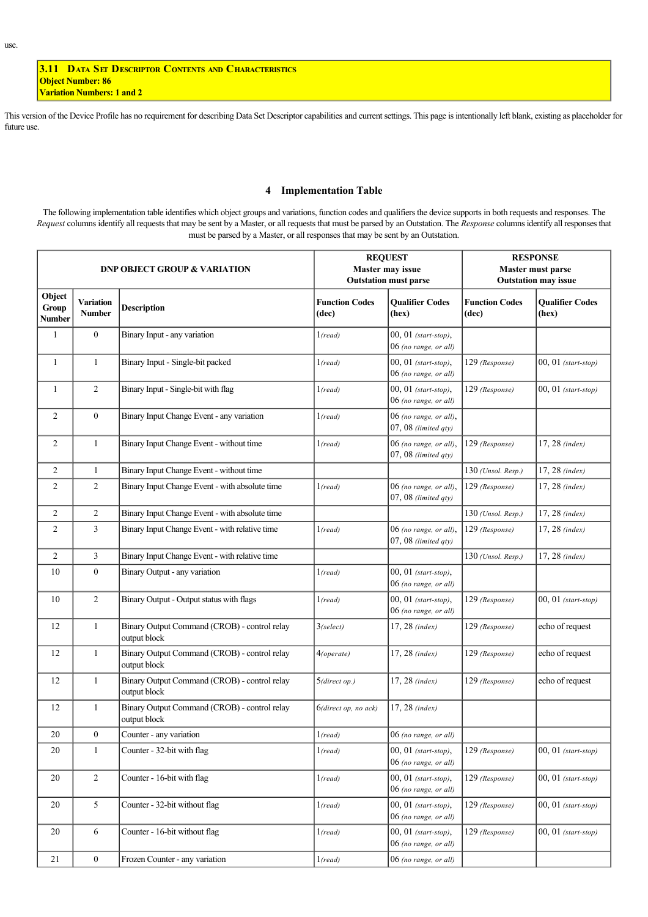use.

### 3.11 Data Set Descriptor Contents and Characteristics

**Object Number: 86**
**Variation Numbers: 1 and 2**

This version of the Device Profile has no requirement for describing Data Set Descriptor capabilities and current settings. This page is intentionally left blank, existing as placeholder for future use.

## 4 Implementation Table

The following implementation table identifies which object groups and variations, function codes and qualifiers the device supports in both requests and responses. The *Request* columns identify all requests that may be sent by a Master, or all requests that must be parsed by an Outstation. The *Response* columns identify all responses that must be parsed by a Master, or all responses that may be sent by an Outstation.

| DNP OBJECT GROUP & VARIATION | | | REQUEST Master may issue Outstation must parse | | RESPONSE Master must parse Outstation may issue | |
|---|---|---|---|---|---|---|
| **Object Group Number** | **Variation Number** | **Description** | **Function Codes (dec)** | **Qualifier Codes (hex)** | **Function Codes (dec)** | **Qualifier Codes (hex)** |
| 1 | 0 | Binary Input - any variation | 1 *(read)* | 00, 01 *(start-stop)*, 06 *(no range, or all)* | | |
| 1 | 1 | Binary Input - Single-bit packed | 1 *(read)* | 00, 01 *(start-stop)*, 06 *(no range, or all)* | 129 *(Response)* | 00, 01 *(start-stop)* |
| 1 | 2 | Binary Input - Single-bit with flag | 1 *(read)* | 00, 01 *(start-stop)*, 06 *(no range, or all)* | 129 *(Response)* | 00, 01 *(start-stop)* |
| 2 | 0 | Binary Input Change Event - any variation | 1 *(read)* | 06 *(no range, or all)*, 07, 08 *(limited qty)* | | |
| 2 | 1 | Binary Input Change Event - without time | 1 *(read)* | 06 *(no range, or all)*, 07, 08 *(limited qty)* | 129 *(Response)* | 17, 28 *(index)* |
| 2 | 1 | Binary Input Change Event - without time | | | 130 *(Unsol. Resp.)* | 17, 28 *(index)* |
| 2 | 2 | Binary Input Change Event - with absolute time | 1 *(read)* | 06 *(no range, or all)*, 07, 08 *(limited qty)* | 129 *(Response)* | 17, 28 *(index)* |
| 2 | 2 | Binary Input Change Event - with absolute time | | | 130 *(Unsol. Resp.)* | 17, 28 *(index)* |
| 2 | 3 | Binary Input Change Event - with relative time | 1 *(read)* | 06 *(no range, or all)*, 07, 08 *(limited qty)* | 129 *(Response)* | 17, 28 *(index)* |
| 2 | 3 | Binary Input Change Event - with relative time | | | 130 *(Unsol. Resp.)* | 17, 28 *(index)* |
| 10 | 0 | Binary Output - any variation | 1 *(read)* | 00, 01 *(start-stop)*, 06 *(no range, or all)* | | |
| 10 | 2 | Binary Output - Output status with flags | 1 *(read)* | 00, 01 *(start-stop)*, 06 *(no range, or all)* | 129 *(Response)* | 00, 01 *(start-stop)* |
| 12 | 1 | Binary Output Command (CROB) - control relay output block | 3 *(select)* | 17, 28 *(index)* | 129 *(Response)* | echo of request |
| 12 | 1 | Binary Output Command (CROB) - control relay output block | 4 *(operate)* | 17, 28 *(index)* | 129 *(Response)* | echo of request |
| 12 | 1 | Binary Output Command (CROB) - control relay output block | 5 *(direct op.)* | 17, 28 *(index)* | 129 *(Response)* | echo of request |
| 12 | 1 | Binary Output Command (CROB) - control relay output block | 6 *(direct op, no ack)* | 17, 28 *(index)* | | |
| 20 | 0 | Counter - any variation | 1 *(read)* | 06 *(no range, or all)* | | |
| 20 | 1 | Counter - 32-bit with flag | 1 *(read)* | 00, 01 *(start-stop)*, 06 *(no range, or all)* | 129 *(Response)* | 00, 01 *(start-stop)* |
| 20 | 2 | Counter - 16-bit with flag | 1 *(read)* | 00, 01 *(start-stop)*, 06 *(no range, or all)* | 129 *(Response)* | 00, 01 *(start-stop)* |
| 20 | 5 | Counter - 32-bit without flag | 1 *(read)* | 00, 01 *(start-stop)*, 06 *(no range, or all)* | 129 *(Response)* | 00, 01 *(start-stop)* |
| 20 | 6 | Counter - 16-bit without flag | 1 *(read)* | 00, 01 *(start-stop)*, 06 *(no range, or all)* | 129 *(Response)* | 00, 01 *(start-stop)* |
| 21 | 0 | Frozen Counter - any variation | 1 *(read)* | 06 *(no range, or all)* | | |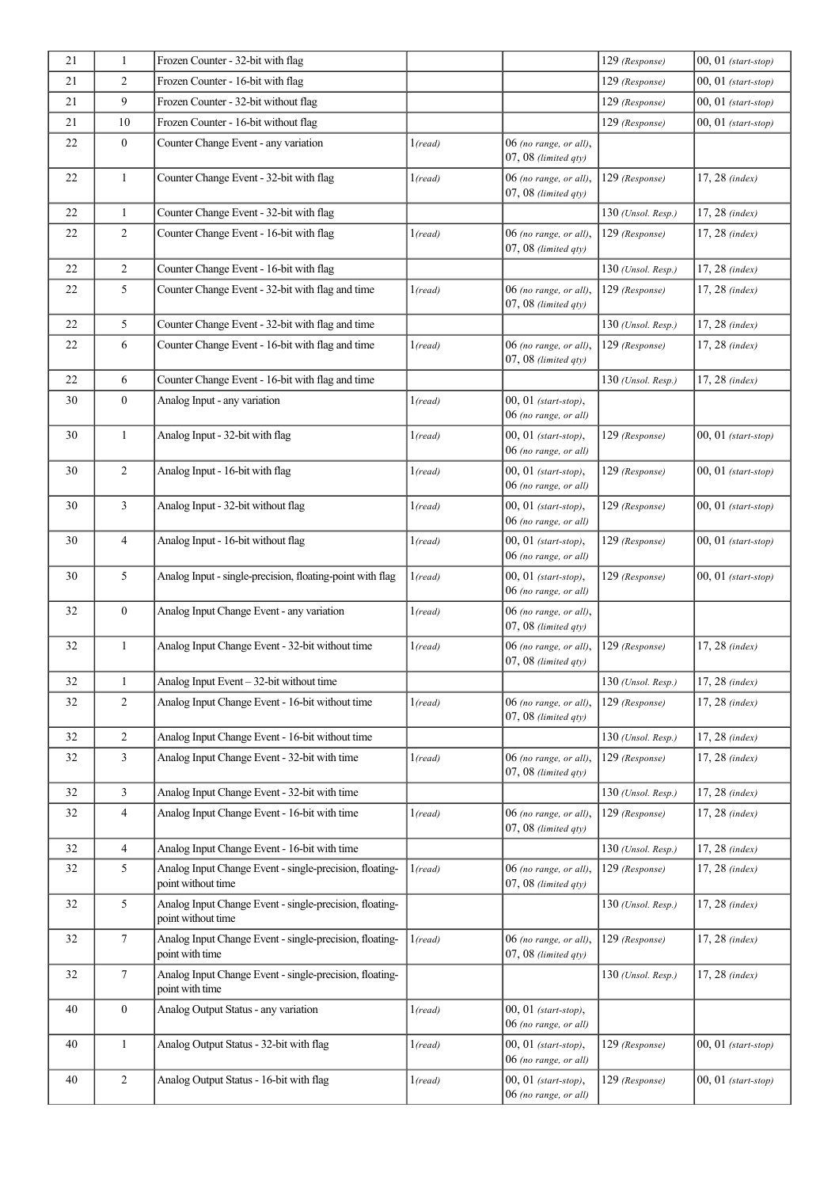| | | | | | | |
|---|---|---|---|---|---|---|
| 21 | 1 | Frozen Counter - 32-bit with flag | | | 129 *(Response)* | 00, 01 *(start-stop)* |
| 21 | 2 | Frozen Counter - 16-bit with flag | | | 129 *(Response)* | 00, 01 *(start-stop)* |
| 21 | 9 | Frozen Counter - 32-bit without flag | | | 129 *(Response)* | 00, 01 *(start-stop)* |
| 21 | 10 | Frozen Counter - 16-bit without flag | | | 129 *(Response)* | 00, 01 *(start-stop)* |
| 22 | 0 | Counter Change Event - any variation | 1*(read)* | 06 *(no range, or all)*, 07, 08 *(limited qty)* | | |
| 22 | 1 | Counter Change Event - 32-bit with flag | 1*(read)* | 06 *(no range, or all)*, 07, 08 *(limited qty)* | 129 *(Response)* | 17, 28 *(index)* |
| 22 | 1 | Counter Change Event - 32-bit with flag | | | 130 *(Unsol. Resp.)* | 17, 28 *(index)* |
| 22 | 2 | Counter Change Event - 16-bit with flag | 1*(read)* | 06 *(no range, or all)*, 07, 08 *(limited qty)* | 129 *(Response)* | 17, 28 *(index)* |
| 22 | 2 | Counter Change Event - 16-bit with flag | | | 130 *(Unsol. Resp.)* | 17, 28 *(index)* |
| 22 | 5 | Counter Change Event - 32-bit with flag and time | 1*(read)* | 06 *(no range, or all)*, 07, 08 *(limited qty)* | 129 *(Response)* | 17, 28 *(index)* |
| 22 | 5 | Counter Change Event - 32-bit with flag and time | | | 130 *(Unsol. Resp.)* | 17, 28 *(index)* |
| 22 | 6 | Counter Change Event - 16-bit with flag and time | 1*(read)* | 06 *(no range, or all)*, 07, 08 *(limited qty)* | 129 *(Response)* | 17, 28 *(index)* |
| 22 | 6 | Counter Change Event - 16-bit with flag and time | | | 130 *(Unsol. Resp.)* | 17, 28 *(index)* |
| 30 | 0 | Analog Input - any variation | 1*(read)* | 00, 01 *(start-stop)*, 06 *(no range, or all)* | | |
| 30 | 1 | Analog Input - 32-bit with flag | 1*(read)* | 00, 01 *(start-stop)*, 06 *(no range, or all)* | 129 *(Response)* | 00, 01 *(start-stop)* |
| 30 | 2 | Analog Input - 16-bit with flag | 1*(read)* | 00, 01 *(start-stop)*, 06 *(no range, or all)* | 129 *(Response)* | 00, 01 *(start-stop)* |
| 30 | 3 | Analog Input - 32-bit without flag | 1*(read)* | 00, 01 *(start-stop)*, 06 *(no range, or all)* | 129 *(Response)* | 00, 01 *(start-stop)* |
| 30 | 4 | Analog Input - 16-bit without flag | 1*(read)* | 00, 01 *(start-stop)*, 06 *(no range, or all)* | 129 *(Response)* | 00, 01 *(start-stop)* |
| 30 | 5 | Analog Input - single-precision, floating-point with flag | 1*(read)* | 00, 01 *(start-stop)*, 06 *(no range, or all)* | 129 *(Response)* | 00, 01 *(start-stop)* |
| 32 | 0 | Analog Input Change Event - any variation | 1*(read)* | 06 *(no range, or all)*, 07, 08 *(limited qty)* | | |
| 32 | 1 | Analog Input Change Event - 32-bit without time | 1*(read)* | 06 *(no range, or all)*, 07, 08 *(limited qty)* | 129 *(Response)* | 17, 28 *(index)* |
| 32 | 1 | Analog Input Event – 32-bit without time | | | 130 *(Unsol. Resp.)* | 17, 28 *(index)* |
| 32 | 2 | Analog Input Change Event - 16-bit without time | 1*(read)* | 06 *(no range, or all)*, 07, 08 *(limited qty)* | 129 *(Response)* | 17, 28 *(index)* |
| 32 | 2 | Analog Input Change Event - 16-bit without time | | | 130 *(Unsol. Resp.)* | 17, 28 *(index)* |
| 32 | 3 | Analog Input Change Event - 32-bit with time | 1*(read)* | 06 *(no range, or all)*, 07, 08 *(limited qty)* | 129 *(Response)* | 17, 28 *(index)* |
| 32 | 3 | Analog Input Change Event - 32-bit with time | | | 130 *(Unsol. Resp.)* | 17, 28 *(index)* |
| 32 | 4 | Analog Input Change Event - 16-bit with time | 1*(read)* | 06 *(no range, or all)*, 07, 08 *(limited qty)* | 129 *(Response)* | 17, 28 *(index)* |
| 32 | 4 | Analog Input Change Event - 16-bit with time | | | 130 *(Unsol. Resp.)* | 17, 28 *(index)* |
| 32 | 5 | Analog Input Change Event - single-precision, floating-point without time | 1*(read)* | 06 *(no range, or all)*, 07, 08 *(limited qty)* | 129 *(Response)* | 17, 28 *(index)* |
| 32 | 5 | Analog Input Change Event - single-precision, floating-point without time | | | 130 *(Unsol. Resp.)* | 17, 28 *(index)* |
| 32 | 7 | Analog Input Change Event - single-precision, floating-point with time | 1*(read)* | 06 *(no range, or all)*, 07, 08 *(limited qty)* | 129 *(Response)* | 17, 28 *(index)* |
| 32 | 7 | Analog Input Change Event - single-precision, floating-point with time | | | 130 *(Unsol. Resp.)* | 17, 28 *(index)* |
| 40 | 0 | Analog Output Status - any variation | 1*(read)* | 00, 01 *(start-stop)*, 06 *(no range, or all)* | | |
| 40 | 1 | Analog Output Status - 32-bit with flag | 1*(read)* | 00, 01 *(start-stop)*, 06 *(no range, or all)* | 129 *(Response)* | 00, 01 *(start-stop)* |
| 40 | 2 | Analog Output Status - 16-bit with flag | 1*(read)* | 00, 01 *(start-stop)*, 06 *(no range, or all)* | 129 *(Response)* | 00, 01 *(start-stop)* |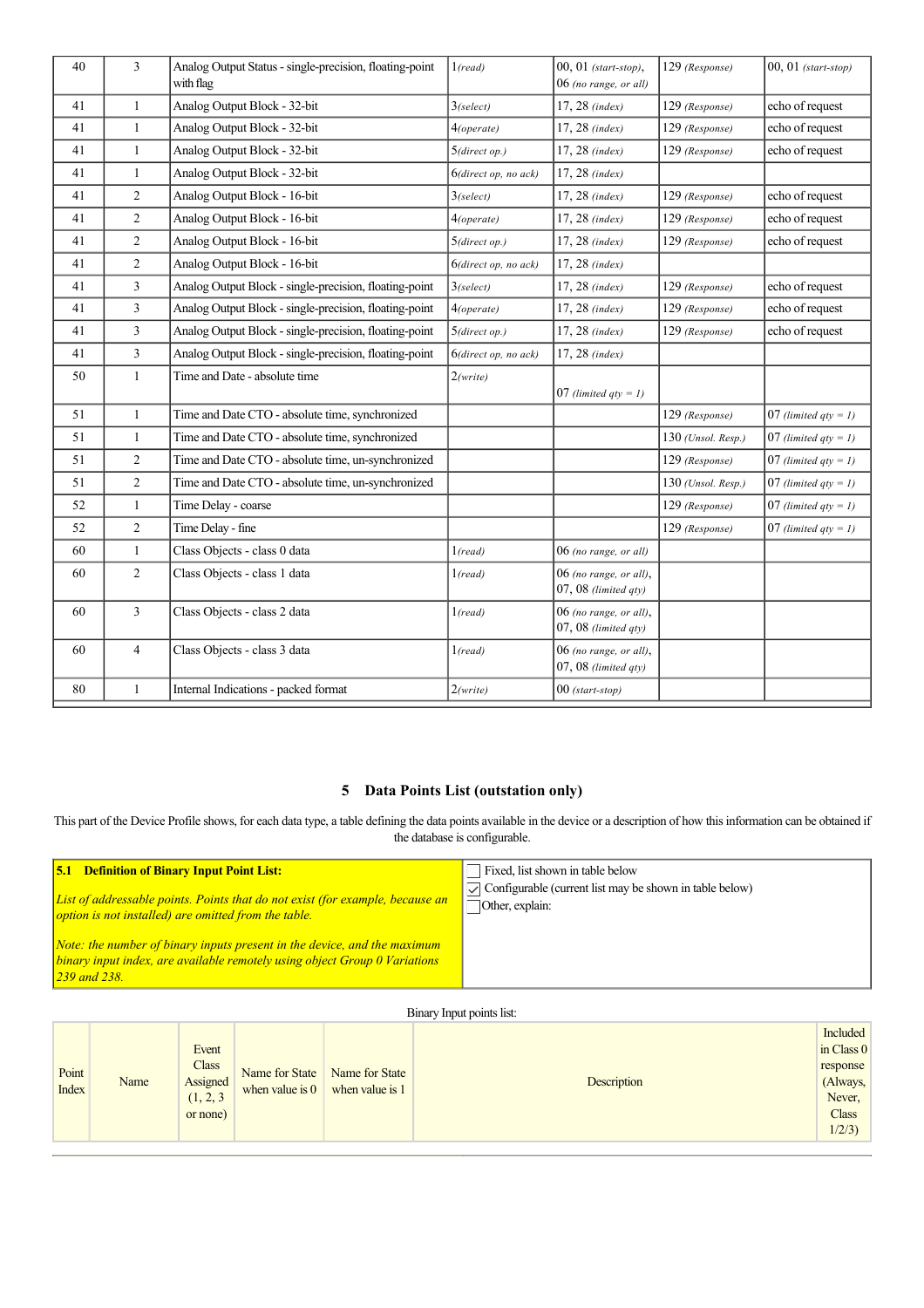| | | | | | | |
|---|---|---|---|---|---|---|
| 40 | 3 | Analog Output Status - single-precision, floating-point with flag | 1*(read)* | 00, 01 *(start-stop)*, 06 *(no range, or all)* | 129 *(Response)* | 00, 01 *(start-stop)* |
| 41 | 1 | Analog Output Block - 32-bit | 3*(select)* | 17, 28 *(index)* | 129 *(Response)* | echo of request |
| 41 | 1 | Analog Output Block - 32-bit | 4*(operate)* | 17, 28 *(index)* | 129 *(Response)* | echo of request |
| 41 | 1 | Analog Output Block - 32-bit | 5*(direct op.)* | 17, 28 *(index)* | 129 *(Response)* | echo of request |
| 41 | 1 | Analog Output Block - 32-bit | 6*(direct op, no ack)* | 17, 28 *(index)* | | |
| 41 | 2 | Analog Output Block - 16-bit | 3*(select)* | 17, 28 *(index)* | 129 *(Response)* | echo of request |
| 41 | 2 | Analog Output Block - 16-bit | 4*(operate)* | 17, 28 *(index)* | 129 *(Response)* | echo of request |
| 41 | 2 | Analog Output Block - 16-bit | 5*(direct op.)* | 17, 28 *(index)* | 129 *(Response)* | echo of request |
| 41 | 2 | Analog Output Block - 16-bit | 6*(direct op, no ack)* | 17, 28 *(index)* | | |
| 41 | 3 | Analog Output Block - single-precision, floating-point | 3*(select)* | 17, 28 *(index)* | 129 *(Response)* | echo of request |
| 41 | 3 | Analog Output Block - single-precision, floating-point | 4*(operate)* | 17, 28 *(index)* | 129 *(Response)* | echo of request |
| 41 | 3 | Analog Output Block - single-precision, floating-point | 5*(direct op.)* | 17, 28 *(index)* | 129 *(Response)* | echo of request |
| 41 | 3 | Analog Output Block - single-precision, floating-point | 6*(direct op, no ack)* | 17, 28 *(index)* | | |
| 50 | 1 | Time and Date - absolute time | 2*(write)* | 07 *(limited qty = 1)* | | |
| 51 | 1 | Time and Date CTO - absolute time, synchronized | | | 129 *(Response)* | 07 *(limited qty = 1)* |
| 51 | 1 | Time and Date CTO - absolute time, synchronized | | | 130 *(Unsol. Resp.)* | 07 *(limited qty = 1)* |
| 51 | 2 | Time and Date CTO - absolute time, un-synchronized | | | 129 *(Response)* | 07 *(limited qty = 1)* |
| 51 | 2 | Time and Date CTO - absolute time, un-synchronized | | | 130 *(Unsol. Resp.)* | 07 *(limited qty = 1)* |
| 52 | 1 | Time Delay - coarse | | | 129 *(Response)* | 07 *(limited qty = 1)* |
| 52 | 2 | Time Delay - fine | | | 129 *(Response)* | 07 *(limited qty = 1)* |
| 60 | 1 | Class Objects - class 0 data | 1*(read)* | 06 *(no range, or all)* | | |
| 60 | 2 | Class Objects - class 1 data | 1*(read)* | 06 *(no range, or all)*, 07, 08 *(limited qty)* | | |
| 60 | 3 | Class Objects - class 2 data | 1*(read)* | 06 *(no range, or all)*, 07, 08 *(limited qty)* | | |
| 60 | 4 | Class Objects - class 3 data | 1*(read)* | 06 *(no range, or all)*, 07, 08 *(limited qty)* | | |
| 80 | 1 | Internal Indications - packed format | 2*(write)* | 00 *(start-stop)* | | |

## 5 Data Points List (outstation only)

This part of the Device Profile shows, for each data type, a table defining the data points available in the device or a description of how this information can be obtained if the database is configurable.

| **5.1 Definition of Binary Input Point List:** *List of addressable points. Points that do not exist (for example, because an option is not installed) are omitted from the table.* *Note: the number of binary inputs present in the device, and the maximum binary input index, are available remotely using object Group 0 Variations 239 and 238.* | ☐ Fixed, list shown in table below ☑ Configurable (current list may be shown in table below) ☐ Other, explain: |
|---|---|

Binary Input points list:

| Point Index | Name | Event Class Assigned (1, 2, 3 or none) | Name for State when value is 0 | Name for State when value is 1 | Description | Included in Class 0 response (Always, Never, Class 1/2/3) |
|---|---|---|---|---|---|---|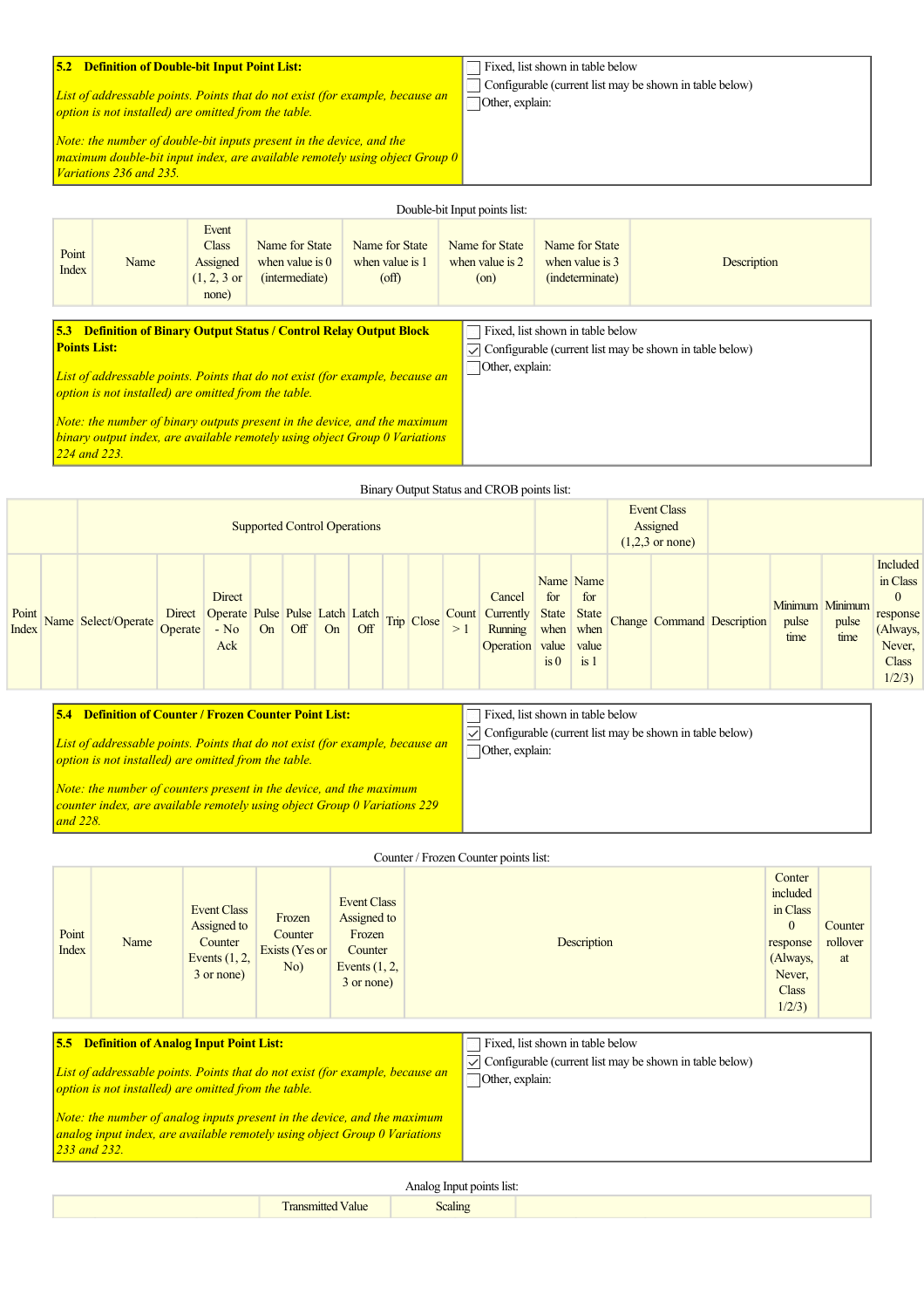| **5.2 Definition of Double-bit Input Point List:**<br><br>*List of addressable points. Points that do not exist (for example, because an option is not installed) are omitted from the table.*<br><br>*Note: the number of double-bit inputs present in the device, and the maximum double-bit input index, are available remotely using object Group 0 Variations 236 and 235.* | ☐ Fixed, list shown in table below<br>☐ Configurable (current list may be shown in table below)<br>☐ Other, explain: |
|---|---|

Double-bit Input points list:

| Point Index | Name | Event Class Assigned (1, 2, 3 or none) | Name for State when value is 0 (intermediate) | Name for State when value is 1 (off) | Name for State when value is 2 (on) | Name for State when value is 3 (indeterminate) | Description |
|---|---|---|---|---|---|---|---|

| **5.3 Definition of Binary Output Status / Control Relay Output Block Points List:**<br><br>*List of addressable points. Points that do not exist (for example, because an option is not installed) are omitted from the table.*<br><br>*Note: the number of binary outputs present in the device, and the maximum binary output index, are available remotely using object Group 0 Variations 224 and 223.* | ☐ Fixed, list shown in table below<br>☑ Configurable (current list may be shown in table below)<br>☐ Other, explain: |
|---|---|

Binary Output Status and CROB points list:

| | | Supported Control Operations | | | | | | | | | | | | | Event Class Assigned (1,2,3 or none) | | | | | |
|---|---|---|---|---|---|---|---|---|---|---|---|---|---|---|---|---|---|---|---|---|
| Point Index | Name | Select/Operate | Direct Operate | Direct Operate - No Ack | Pulse On | Pulse Off | Latch On | Latch Off | Trip | Close | Count > 1 | Cancel Currently Running Operation | Name for State when value is 0 | Name for State when value is 1 | Change | Command | Description | Minimum pulse time | Minimum pulse time | Included in Class 0 response (Always, Never, Class 1/2/3) |

| **5.4 Definition of Counter / Frozen Counter Point List:**<br><br>*List of addressable points. Points that do not exist (for example, because an option is not installed) are omitted from the table.*<br><br>*Note: the number of counters present in the device, and the maximum counter index, are available remotely using object Group 0 Variations 229 and 228.* | ☐ Fixed, list shown in table below<br>☑ Configurable (current list may be shown in table below)<br>☐ Other, explain: |
|---|---|

Counter / Frozen Counter points list:

| Point Index | Name | Event Class Assigned to Counter Events (1, 2, 3 or none) | Frozen Counter Exists (Yes or No) | Event Class Assigned to Frozen Counter Events (1, 2, 3 or none) | Description | Conter included in Class 0 response (Always, Never, Class 1/2/3) | Counter rollover at |
|---|---|---|---|---|---|---|---|

| **5.5 Definition of Analog Input Point List:**<br><br>*List of addressable points. Points that do not exist (for example, because an option is not installed) are omitted from the table.*<br><br>*Note: the number of analog inputs present in the device, and the maximum analog input index, are available remotely using object Group 0 Variations 233 and 232.* | ☐ Fixed, list shown in table below<br>☑ Configurable (current list may be shown in table below)<br>☐ Other, explain: |
|---|---|

Analog Input points list:

| | Transmitted Value | Scaling | |
|---|---|---|---|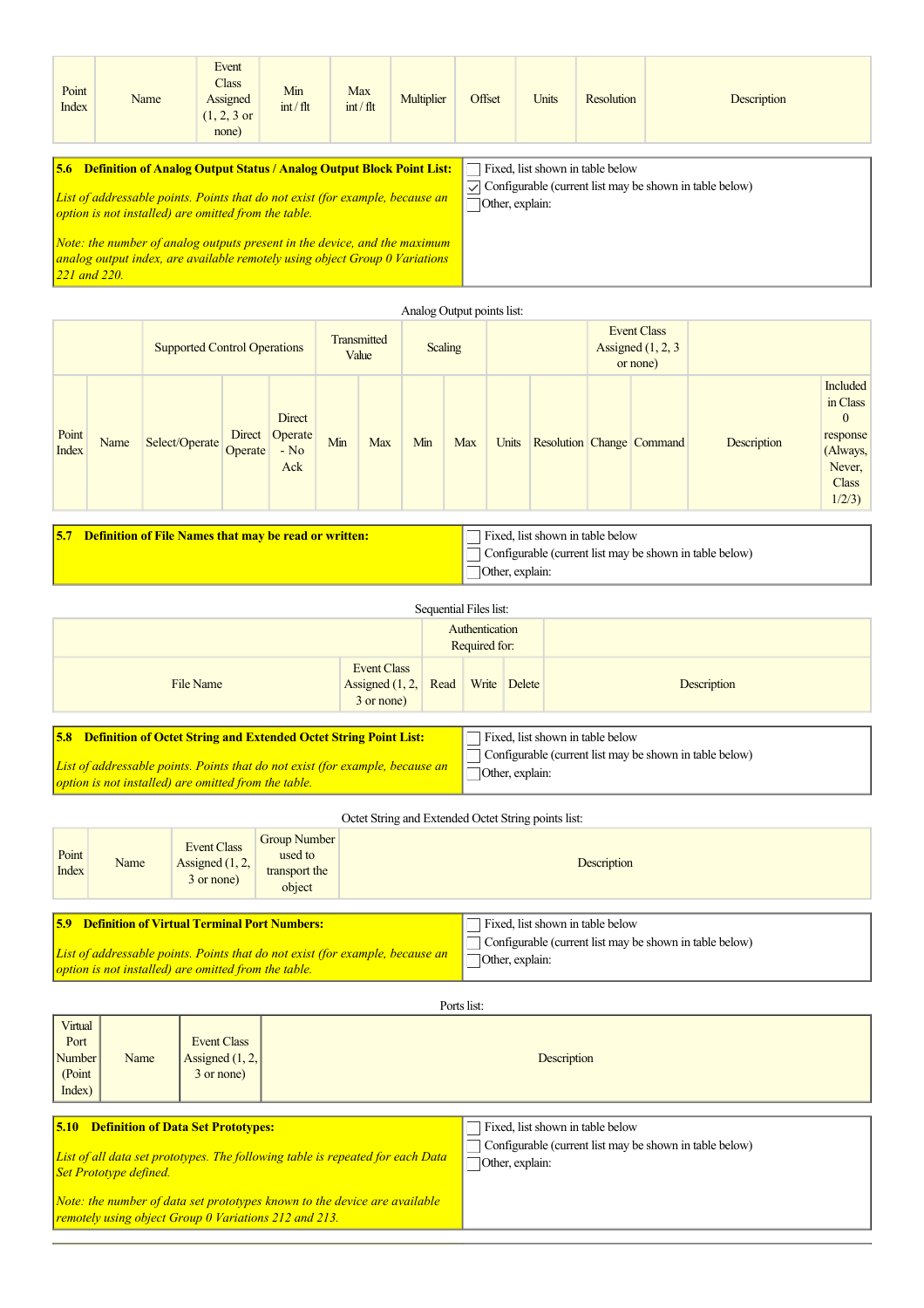| Point Index | Name | Event Class Assigned (1, 2, 3 or none) | Min int / flt | Max int / flt | Multiplier | Offset | Units | Resolution | Description |
|---|---|---|---|---|---|---|---|---|---|

| **5.6 Definition of Analog Output Status / Analog Output Block Point List:** | |
|---|---|
| *List of addressable points. Points that do not exist (for example, because an option is not installed) are omitted from the table.* *Note: the number of analog outputs present in the device, and the maximum analog output index, are available remotely using object Group 0 Variations 221 and 220.* | ☐ Fixed, list shown in table below ☑ Configurable (current list may be shown in table below) ☐ Other, explain: |

Analog Output points list:

| | | Supported Control Operations | | | Transmitted Value | | Scaling | | | | Event Class Assigned (1, 2, 3 or none) | | | |
|---|---|---|---|---|---|---|---|---|---|---|---|---|---|---|
| Point Index | Name | Select/Operate | Direct Operate | Direct Operate - No Ack | Min | Max | Min | Max | Units | Resolution | Change | Command | Description | Included in Class 0 response (Always, Never, Class 1/2/3) |

| **5.7 Definition of File Names that may be read or written:** | |
|---|---|
| | ☐ Fixed, list shown in table below ☐ Configurable (current list may be shown in table below) ☐ Other, explain: |

Sequential Files list:

| | | Authentication Required for: | | | |
|---|---|---|---|---|---|
| File Name | Event Class Assigned (1, 2, 3 or none) | Read | Write | Delete | Description |

| **5.8 Definition of Octet String and Extended Octet String Point List:** | |
|---|---|
| *List of addressable points. Points that do not exist (for example, because an option is not installed) are omitted from the table.* | ☐ Fixed, list shown in table below ☐ Configurable (current list may be shown in table below) ☐ Other, explain: |

Octet String and Extended Octet String points list:

| Point Index | Name | Event Class Assigned (1, 2, 3 or none) | Group Number used to transport the object | Description |
|---|---|---|---|---|

| **5.9 Definition of Virtual Terminal Port Numbers:** | |
|---|---|
| *List of addressable points. Points that do not exist (for example, because an option is not installed) are omitted from the table.* | ☐ Fixed, list shown in table below ☐ Configurable (current list may be shown in table below) ☐ Other, explain: |

Ports list:

| Virtual Port Number (Point Index) | Name | Event Class Assigned (1, 2, 3 or none) | Description |
|---|---|---|---|

| **5.10 Definition of Data Set Prototypes:** | |
|---|---|
| *List of all data set prototypes. The following table is repeated for each Data Set Prototype defined.* *Note: the number of data set prototypes known to the device are available remotely using object Group 0 Variations 212 and 213.* | ☐ Fixed, list shown in table below ☐ Configurable (current list may be shown in table below) ☐ Other, explain: |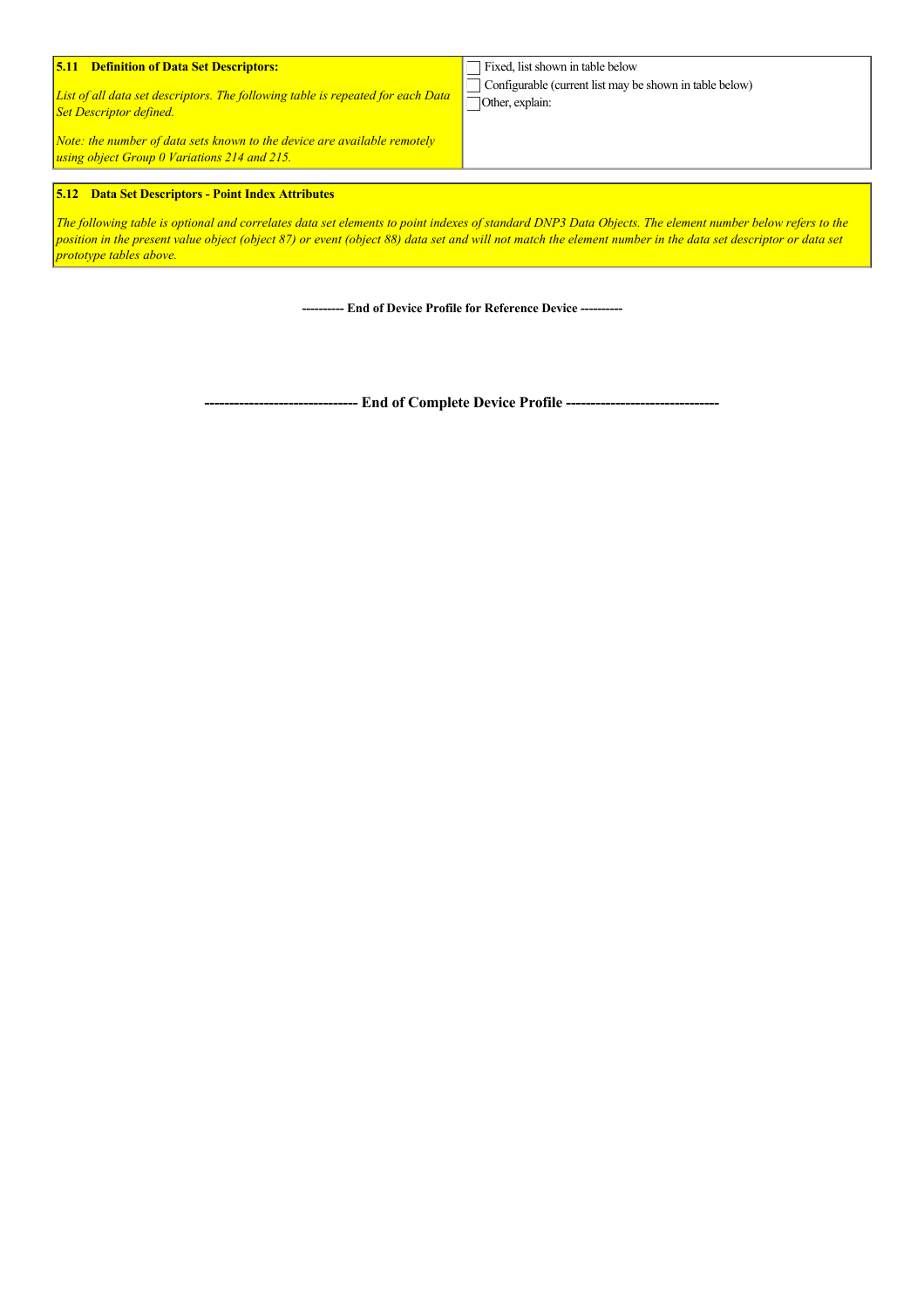| **5.11 Definition of Data Set Descriptors:**<br><br>*List of all data set descriptors. The following table is repeated for each Data Set Descriptor defined.*<br><br>*Note: the number of data sets known to the device are available remotely using object Group 0 Variations 214 and 215.* | ☐ Fixed, list shown in table below<br>☐ Configurable (current list may be shown in table below)<br>☐ Other, explain: |
|---|---|

| **5.12 Data Set Descriptors - Point Index Attributes**<br><br>*The following table is optional and correlates data set elements to point indexes of standard DNP3 Data Objects. The element number below refers to the position in the present value object (object 87) or event (object 88) data set and will not match the element number in the data set descriptor or data set prototype tables above.* |
|---|

**---------- End of Device Profile for Reference Device ----------**

**------------------------------- End of Complete Device Profile -------------------------------**